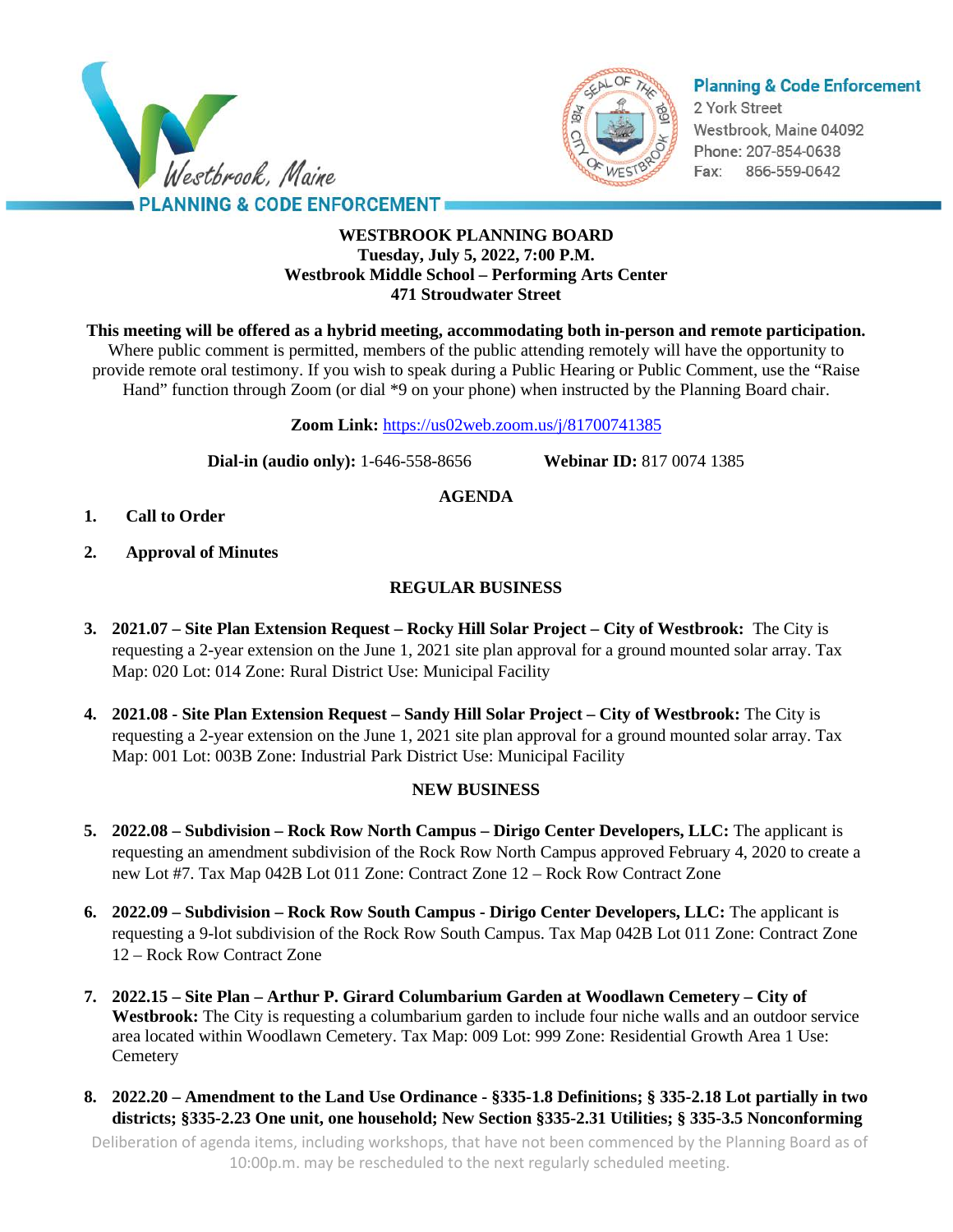Westbrook, Maine
PLANNING & CODE ENFORCEMENT

**Planning & Code Enforcement**
2 York Street
Westbrook, Maine 04092
Phone: 207-854-0638
Fax: 866-559-0642

**WESTBROOK PLANNING BOARD**
**Tuesday, July 5, 2022, 7:00 P.M.**
**Westbrook Middle School – Performing Arts Center**
**471 Stroudwater Street**

**This meeting will be offered as a hybrid meeting, accommodating both in-person and remote participation.** Where public comment is permitted, members of the public attending remotely will have the opportunity to provide remote oral testimony. If you wish to speak during a Public Hearing or Public Comment, use the "Raise Hand" function through Zoom (or dial *9 on your phone) when instructed by the Planning Board chair.

**Zoom Link:** https://us02web.zoom.us/j/81700741385

**Dial-in (audio only):** 1-646-558-8656 **Webinar ID:** 817 0074 1385

## AGENDA

1. **Call to Order**
2. **Approval of Minutes**

## REGULAR BUSINESS

3. **2021.07 – Site Plan Extension Request – Rocky Hill Solar Project – City of Westbrook:** The City is requesting a 2-year extension on the June 1, 2021 site plan approval for a ground mounted solar array. Tax Map: 020 Lot: 014 Zone: Rural District Use: Municipal Facility

4. **2021.08 - Site Plan Extension Request – Sandy Hill Solar Project – City of Westbrook:** The City is requesting a 2-year extension on the June 1, 2021 site plan approval for a ground mounted solar array. Tax Map: 001 Lot: 003B Zone: Industrial Park District Use: Municipal Facility

## NEW BUSINESS

5. **2022.08 – Subdivision – Rock Row North Campus – Dirigo Center Developers, LLC:** The applicant is requesting an amendment subdivision of the Rock Row North Campus approved February 4, 2020 to create a new Lot #7. Tax Map 042B Lot 011 Zone: Contract Zone 12 – Rock Row Contract Zone

6. **2022.09 – Subdivision – Rock Row South Campus - Dirigo Center Developers, LLC:** The applicant is requesting a 9-lot subdivision of the Rock Row South Campus. Tax Map 042B Lot 011 Zone: Contract Zone 12 – Rock Row Contract Zone

7. **2022.15 – Site Plan – Arthur P. Girard Columbarium Garden at Woodlawn Cemetery – City of Westbrook:** The City is requesting a columbarium garden to include four niche walls and an outdoor service area located within Woodlawn Cemetery. Tax Map: 009 Lot: 999 Zone: Residential Growth Area 1 Use: Cemetery

8. **2022.20 – Amendment to the Land Use Ordinance - §335-1.8 Definitions; § 335-2.18 Lot partially in two districts; §335-2.23 One unit, one household; New Section §335-2.31 Utilities; § 335-3.5 Nonconforming**

Deliberation of agenda items, including workshops, that have not been commenced by the Planning Board as of 10:00p.m. may be rescheduled to the next regularly scheduled meeting.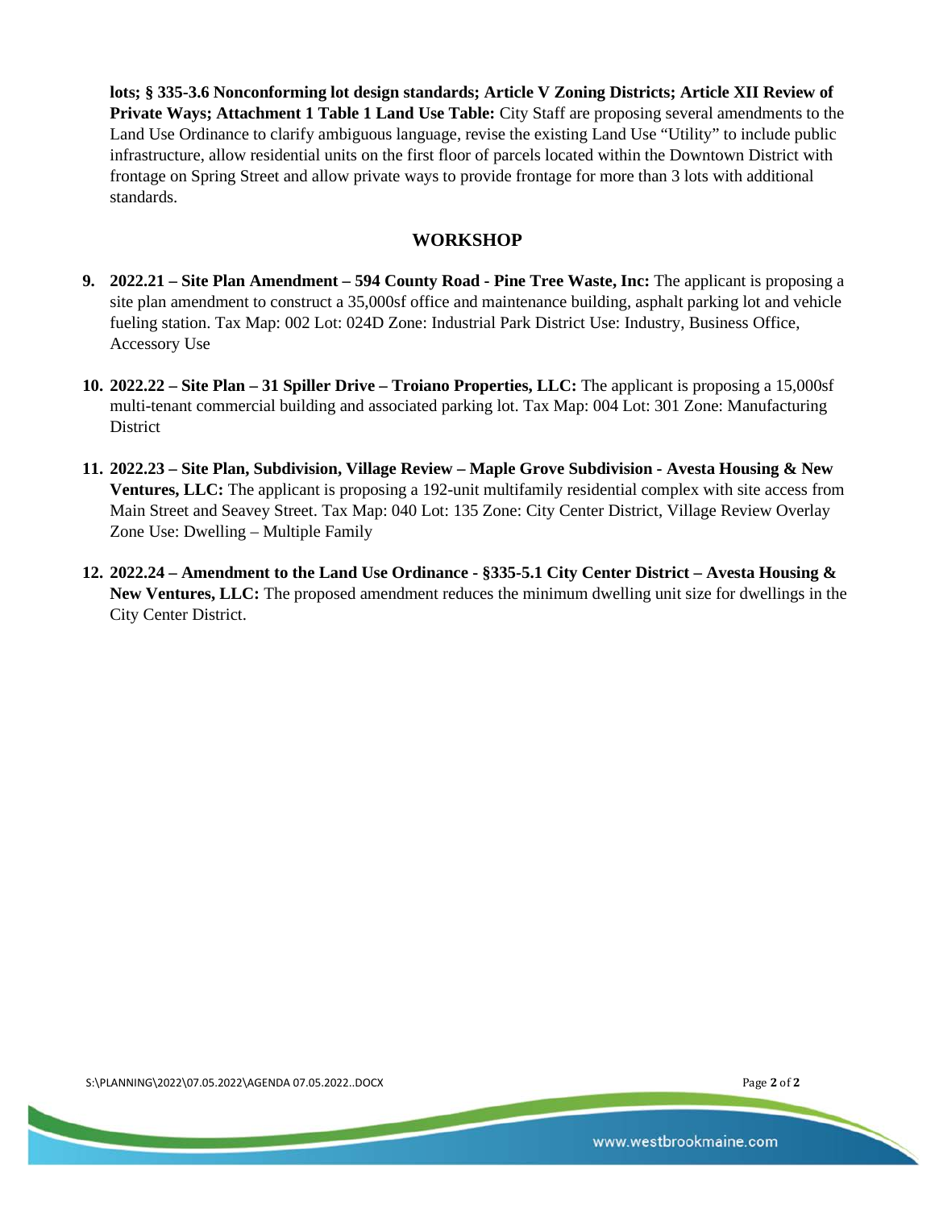**lots; § 335-3.6 Nonconforming lot design standards; Article V Zoning Districts; Article XII Review of Private Ways; Attachment 1 Table 1 Land Use Table:** City Staff are proposing several amendments to the Land Use Ordinance to clarify ambiguous language, revise the existing Land Use "Utility" to include public infrastructure, allow residential units on the first floor of parcels located within the Downtown District with frontage on Spring Street and allow private ways to provide frontage for more than 3 lots with additional standards.

## WORKSHOP

9. **2022.21 – Site Plan Amendment – 594 County Road - Pine Tree Waste, Inc:** The applicant is proposing a site plan amendment to construct a 35,000sf office and maintenance building, asphalt parking lot and vehicle fueling station. Tax Map: 002 Lot: 024D Zone: Industrial Park District Use: Industry, Business Office, Accessory Use

10. **2022.22 – Site Plan – 31 Spiller Drive – Troiano Properties, LLC:** The applicant is proposing a 15,000sf multi-tenant commercial building and associated parking lot. Tax Map: 004 Lot: 301 Zone: Manufacturing District

11. **2022.23 – Site Plan, Subdivision, Village Review – Maple Grove Subdivision - Avesta Housing & New Ventures, LLC:** The applicant is proposing a 192-unit multifamily residential complex with site access from Main Street and Seavey Street. Tax Map: 040 Lot: 135 Zone: City Center District, Village Review Overlay Zone Use: Dwelling – Multiple Family

12. **2022.24 – Amendment to the Land Use Ordinance - §335-5.1 City Center District – Avesta Housing & New Ventures, LLC:** The proposed amendment reduces the minimum dwelling unit size for dwellings in the City Center District.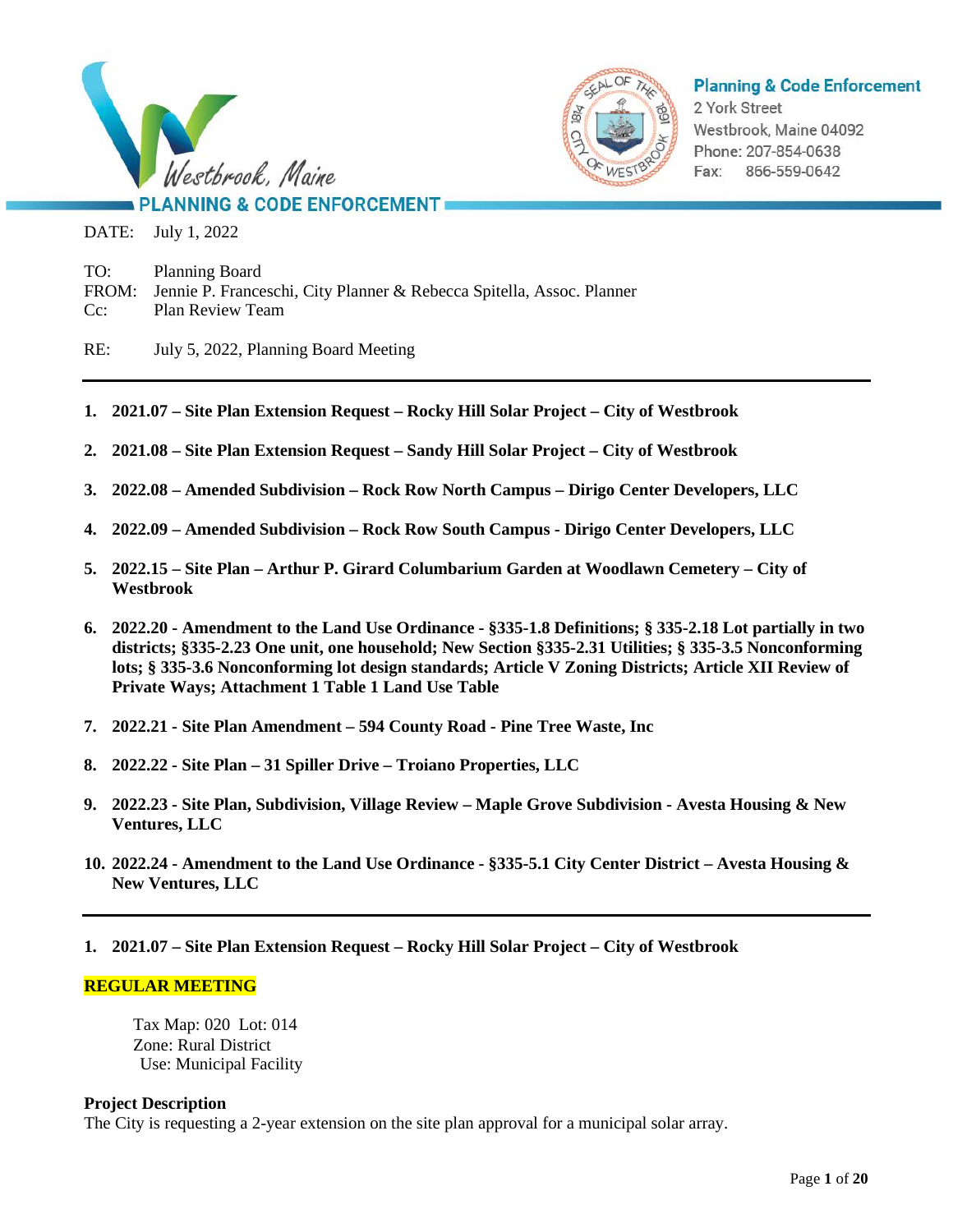DATE: July 1, 2022

TO: Planning Board
FROM: Jennie P. Franceschi, City Planner & Rebecca Spitella, Assoc. Planner
Cc: Plan Review Team

RE: July 5, 2022, Planning Board Meeting

---

1. **2021.07 – Site Plan Extension Request – Rocky Hill Solar Project – City of Westbrook**
2. **2021.08 – Site Plan Extension Request – Sandy Hill Solar Project – City of Westbrook**
3. **2022.08 – Amended Subdivision – Rock Row North Campus – Dirigo Center Developers, LLC**
4. **2022.09 – Amended Subdivision – Rock Row South Campus - Dirigo Center Developers, LLC**
5. **2022.15 – Site Plan – Arthur P. Girard Columbarium Garden at Woodlawn Cemetery – City of Westbrook**
6. **2022.20 - Amendment to the Land Use Ordinance - §335-1.8 Definitions; § 335-2.18 Lot partially in two districts; §335-2.23 One unit, one household; New Section §335-2.31 Utilities; § 335-3.5 Nonconforming lots; § 335-3.6 Nonconforming lot design standards; Article V Zoning Districts; Article XII Review of Private Ways; Attachment 1 Table 1 Land Use Table**
7. **2022.21 - Site Plan Amendment – 594 County Road - Pine Tree Waste, Inc**
8. **2022.22 - Site Plan – 31 Spiller Drive – Troiano Properties, LLC**
9. **2022.23 - Site Plan, Subdivision, Village Review – Maple Grove Subdivision - Avesta Housing & New Ventures, LLC**
10. **2022.24 - Amendment to the Land Use Ordinance - §335-5.1 City Center District – Avesta Housing & New Ventures, LLC**

---

1. **2021.07 – Site Plan Extension Request – Rocky Hill Solar Project – City of Westbrook**

**REGULAR MEETING**

Tax Map: 020 Lot: 014
Zone: Rural District
Use: Municipal Facility

**Project Description**
The City is requesting a 2-year extension on the site plan approval for a municipal solar array.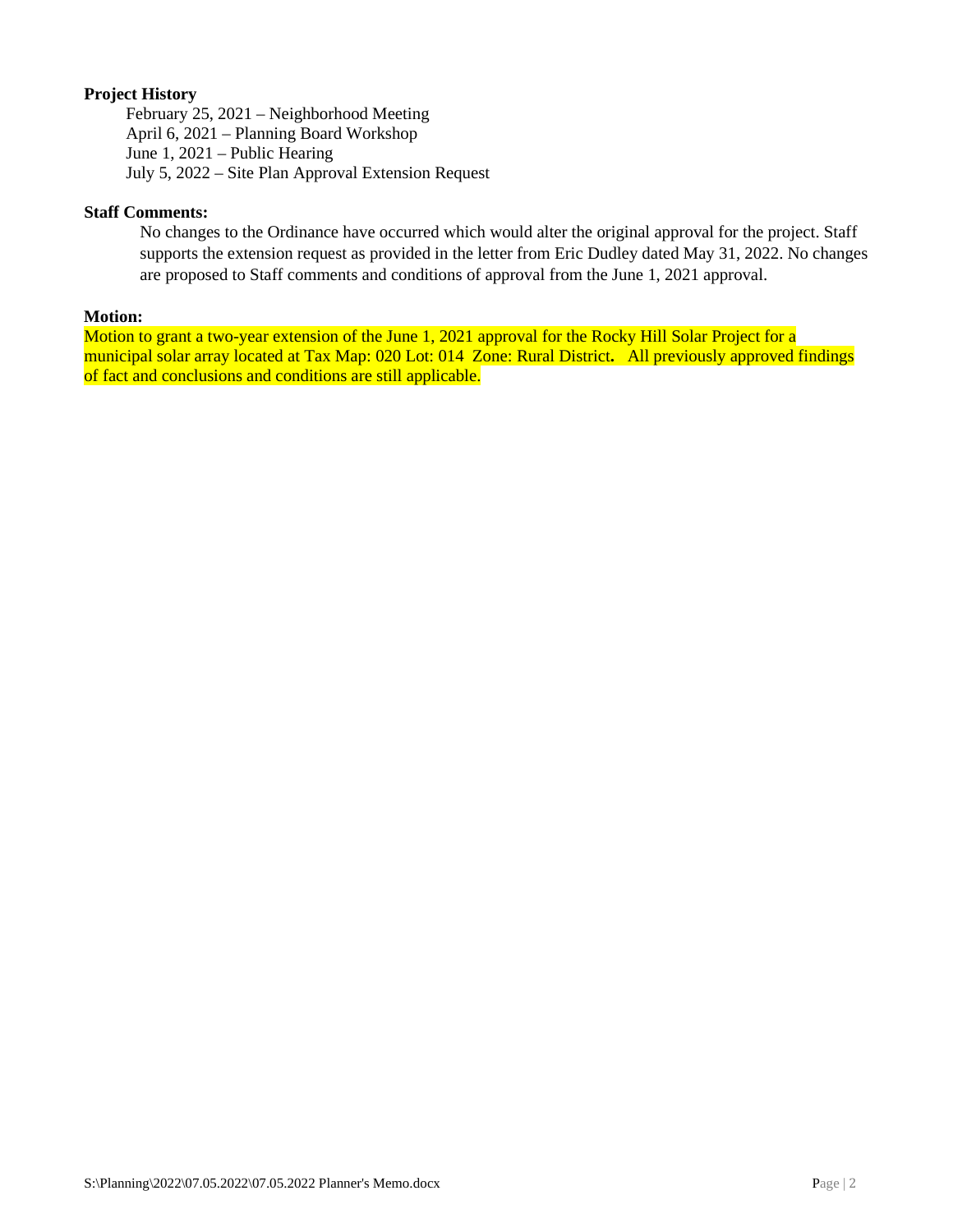**Project History**

February 25, 2021 – Neighborhood Meeting
April 6, 2021 – Planning Board Workshop
June 1, 2021 – Public Hearing
July 5, 2022 – Site Plan Approval Extension Request

**Staff Comments:**

No changes to the Ordinance have occurred which would alter the original approval for the project. Staff supports the extension request as provided in the letter from Eric Dudley dated May 31, 2022. No changes are proposed to Staff comments and conditions of approval from the June 1, 2021 approval.

**Motion:**

Motion to grant a two-year extension of the June 1, 2021 approval for the Rocky Hill Solar Project for a municipal solar array located at Tax Map: 020 Lot: 014 Zone: Rural District**.** All previously approved findings of fact and conclusions and conditions are still applicable.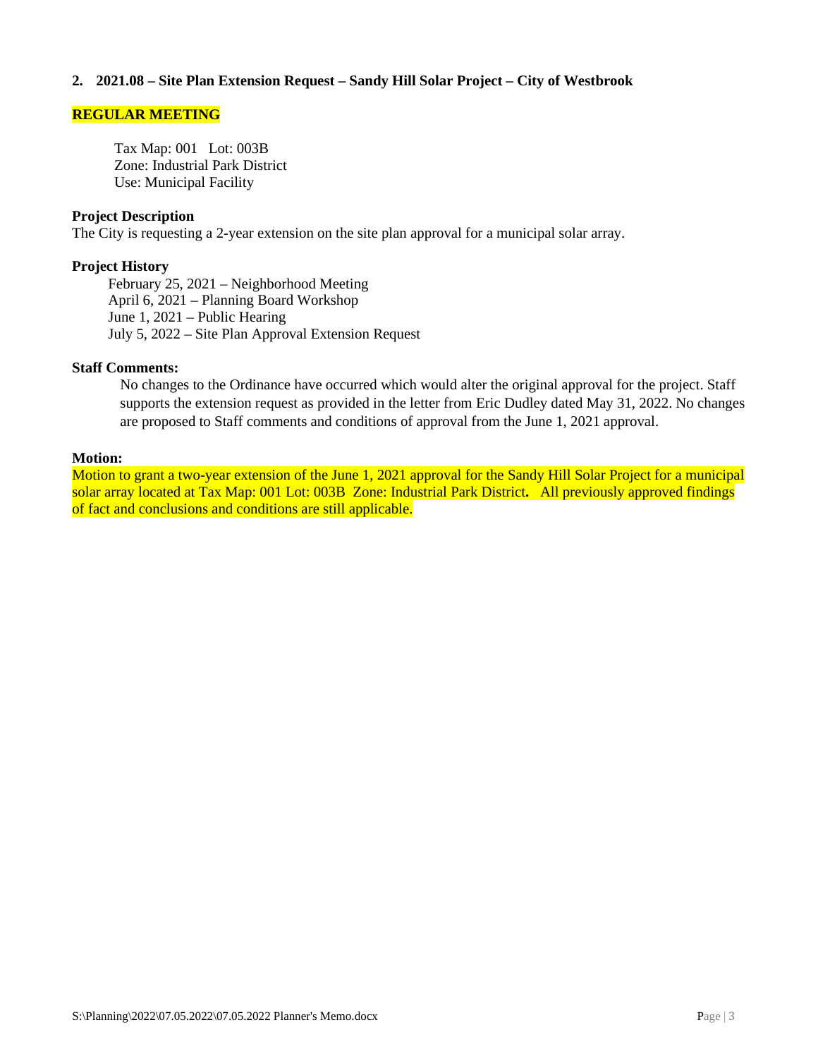## 2. 2021.08 – Site Plan Extension Request – Sandy Hill Solar Project – City of Westbrook

**REGULAR MEETING**

Tax Map: 001 Lot: 003B
Zone: Industrial Park District
Use: Municipal Facility

**Project Description**

The City is requesting a 2-year extension on the site plan approval for a municipal solar array.

**Project History**

February 25, 2021 – Neighborhood Meeting
April 6, 2021 – Planning Board Workshop
June 1, 2021 – Public Hearing
July 5, 2022 – Site Plan Approval Extension Request

**Staff Comments:**

No changes to the Ordinance have occurred which would alter the original approval for the project. Staff supports the extension request as provided in the letter from Eric Dudley dated May 31, 2022. No changes are proposed to Staff comments and conditions of approval from the June 1, 2021 approval.

**Motion:**

Motion to grant a two-year extension of the June 1, 2021 approval for the Sandy Hill Solar Project for a municipal solar array located at Tax Map: 001 Lot: 003B Zone: Industrial Park District**.** All previously approved findings of fact and conclusions and conditions are still applicable.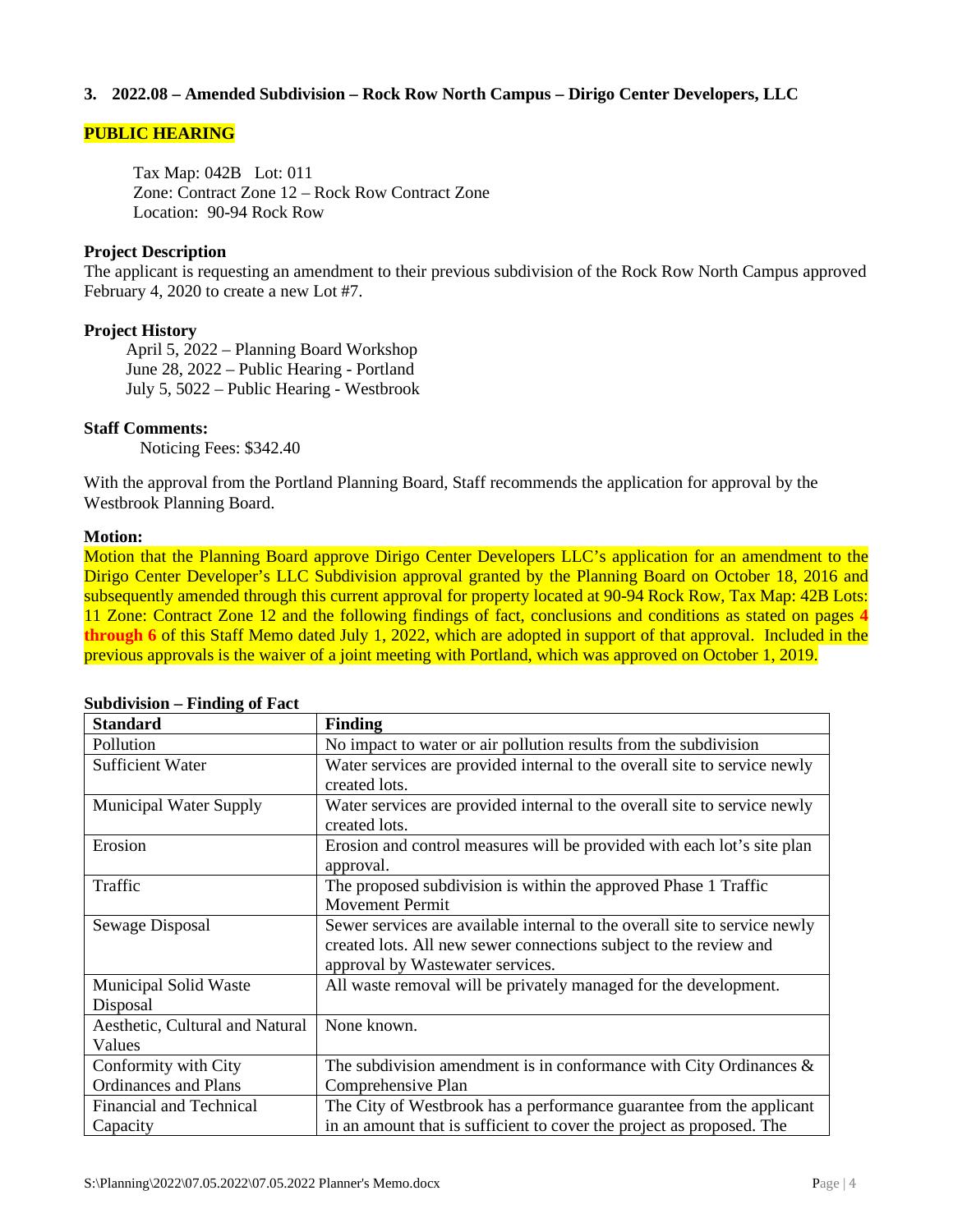### 3. 2022.08 – Amended Subdivision – Rock Row North Campus – Dirigo Center Developers, LLC

**PUBLIC HEARING**

Tax Map: 042B Lot: 011
Zone: Contract Zone 12 – Rock Row Contract Zone
Location: 90-94 Rock Row

**Project Description**

The applicant is requesting an amendment to their previous subdivision of the Rock Row North Campus approved February 4, 2020 to create a new Lot #7.

**Project History**

April 5, 2022 – Planning Board Workshop
June 28, 2022 – Public Hearing - Portland
July 5, 5022 – Public Hearing - Westbrook

**Staff Comments:**

Noticing Fees: $342.40

With the approval from the Portland Planning Board, Staff recommends the application for approval by the Westbrook Planning Board.

**Motion:**

Motion that the Planning Board approve Dirigo Center Developers LLC's application for an amendment to the Dirigo Center Developer's LLC Subdivision approval granted by the Planning Board on October 18, 2016 and subsequently amended through this current approval for property located at 90-94 Rock Row, Tax Map: 42B Lots: 11 Zone: Contract Zone 12 and the following findings of fact, conclusions and conditions as stated on pages **4 through 6** of this Staff Memo dated July 1, 2022, which are adopted in support of that approval. Included in the previous approvals is the waiver of a joint meeting with Portland, which was approved on October 1, 2019.

**Subdivision – Finding of Fact**

| Standard | Finding |
|---|---|
| Pollution | No impact to water or air pollution results from the subdivision |
| Sufficient Water | Water services are provided internal to the overall site to service newly created lots. |
| Municipal Water Supply | Water services are provided internal to the overall site to service newly created lots. |
| Erosion | Erosion and control measures will be provided with each lot's site plan approval. |
| Traffic | The proposed subdivision is within the approved Phase 1 Traffic Movement Permit |
| Sewage Disposal | Sewer services are available internal to the overall site to service newly created lots. All new sewer connections subject to the review and approval by Wastewater services. |
| Municipal Solid Waste Disposal | All waste removal will be privately managed for the development. |
| Aesthetic, Cultural and Natural Values | None known. |
| Conformity with City Ordinances and Plans | The subdivision amendment is in conformance with City Ordinances & Comprehensive Plan |
| Financial and Technical Capacity | The City of Westbrook has a performance guarantee from the applicant in an amount that is sufficient to cover the project as proposed. The |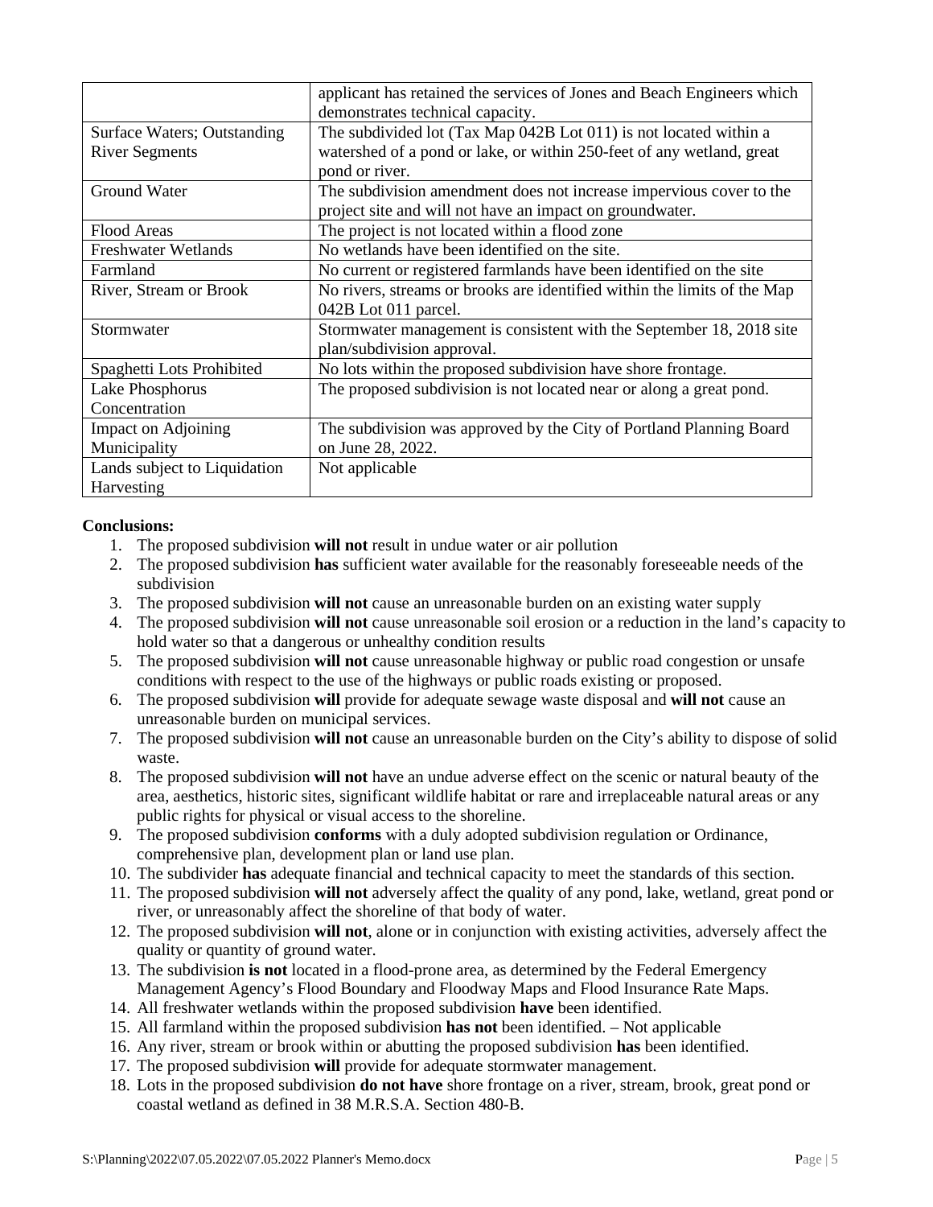|  |  |
|---|---|
|  | applicant has retained the services of Jones and Beach Engineers which demonstrates technical capacity. |
| Surface Waters; Outstanding River Segments | The subdivided lot (Tax Map 042B Lot 011) is not located within a watershed of a pond or lake, or within 250-feet of any wetland, great pond or river. |
| Ground Water | The subdivision amendment does not increase impervious cover to the project site and will not have an impact on groundwater. |
| Flood Areas | The project is not located within a flood zone |
| Freshwater Wetlands | No wetlands have been identified on the site. |
| Farmland | No current or registered farmlands have been identified on the site |
| River, Stream or Brook | No rivers, streams or brooks are identified within the limits of the Map 042B Lot 011 parcel. |
| Stormwater | Stormwater management is consistent with the September 18, 2018 site plan/subdivision approval. |
| Spaghetti Lots Prohibited | No lots within the proposed subdivision have shore frontage. |
| Lake Phosphorus Concentration | The proposed subdivision is not located near or along a great pond. |
| Impact on Adjoining Municipality | The subdivision was approved by the City of Portland Planning Board on June 28, 2022. |
| Lands subject to Liquidation Harvesting | Not applicable |

**Conclusions:**

1. The proposed subdivision **will not** result in undue water or air pollution
2. The proposed subdivision **has** sufficient water available for the reasonably foreseeable needs of the subdivision
3. The proposed subdivision **will not** cause an unreasonable burden on an existing water supply
4. The proposed subdivision **will not** cause unreasonable soil erosion or a reduction in the land's capacity to hold water so that a dangerous or unhealthy condition results
5. The proposed subdivision **will not** cause unreasonable highway or public road congestion or unsafe conditions with respect to the use of the highways or public roads existing or proposed.
6. The proposed subdivision **will** provide for adequate sewage waste disposal and **will not** cause an unreasonable burden on municipal services.
7. The proposed subdivision **will not** cause an unreasonable burden on the City's ability to dispose of solid waste.
8. The proposed subdivision **will not** have an undue adverse effect on the scenic or natural beauty of the area, aesthetics, historic sites, significant wildlife habitat or rare and irreplaceable natural areas or any public rights for physical or visual access to the shoreline.
9. The proposed subdivision **conforms** with a duly adopted subdivision regulation or Ordinance, comprehensive plan, development plan or land use plan.
10. The subdivider **has** adequate financial and technical capacity to meet the standards of this section.
11. The proposed subdivision **will not** adversely affect the quality of any pond, lake, wetland, great pond or river, or unreasonably affect the shoreline of that body of water.
12. The proposed subdivision **will not**, alone or in conjunction with existing activities, adversely affect the quality or quantity of ground water.
13. The subdivision **is not** located in a flood-prone area, as determined by the Federal Emergency Management Agency's Flood Boundary and Floodway Maps and Flood Insurance Rate Maps.
14. All freshwater wetlands within the proposed subdivision **have** been identified.
15. All farmland within the proposed subdivision **has not** been identified. – Not applicable
16. Any river, stream or brook within or abutting the proposed subdivision **has** been identified.
17. The proposed subdivision **will** provide for adequate stormwater management.
18. Lots in the proposed subdivision **do not have** shore frontage on a river, stream, brook, great pond or coastal wetland as defined in 38 M.R.S.A. Section 480-B.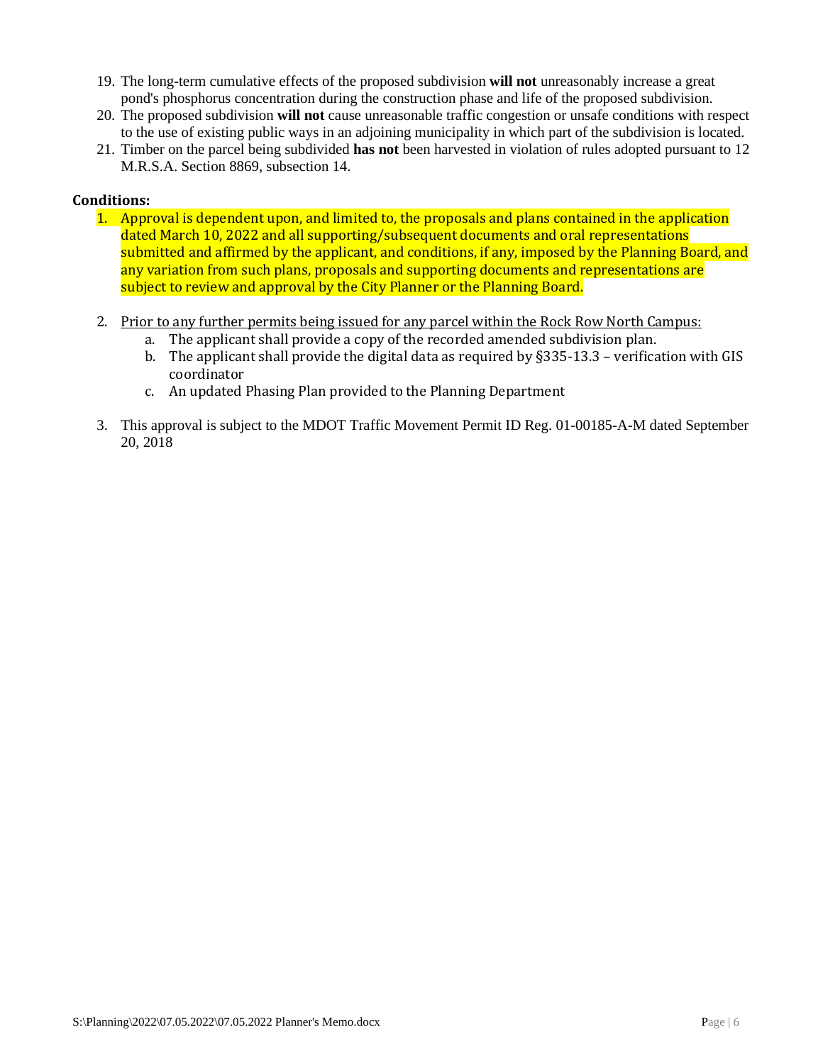19. The long-term cumulative effects of the proposed subdivision **will not** unreasonably increase a great pond's phosphorus concentration during the construction phase and life of the proposed subdivision.
20. The proposed subdivision **will not** cause unreasonable traffic congestion or unsafe conditions with respect to the use of existing public ways in an adjoining municipality in which part of the subdivision is located.
21. Timber on the parcel being subdivided **has not** been harvested in violation of rules adopted pursuant to 12 M.R.S.A. Section 8869, subsection 14.

**Conditions:**

1. Approval is dependent upon, and limited to, the proposals and plans contained in the application dated March 10, 2022 and all supporting/subsequent documents and oral representations submitted and affirmed by the applicant, and conditions, if any, imposed by the Planning Board, and any variation from such plans, proposals and supporting documents and representations are subject to review and approval by the City Planner or the Planning Board.

2. Prior to any further permits being issued for any parcel within the Rock Row North Campus:
   a. The applicant shall provide a copy of the recorded amended subdivision plan.
   b. The applicant shall provide the digital data as required by §335-13.3 – verification with GIS coordinator
   c. An updated Phasing Plan provided to the Planning Department

3. This approval is subject to the MDOT Traffic Movement Permit ID Reg. 01-00185-A-M dated September 20, 2018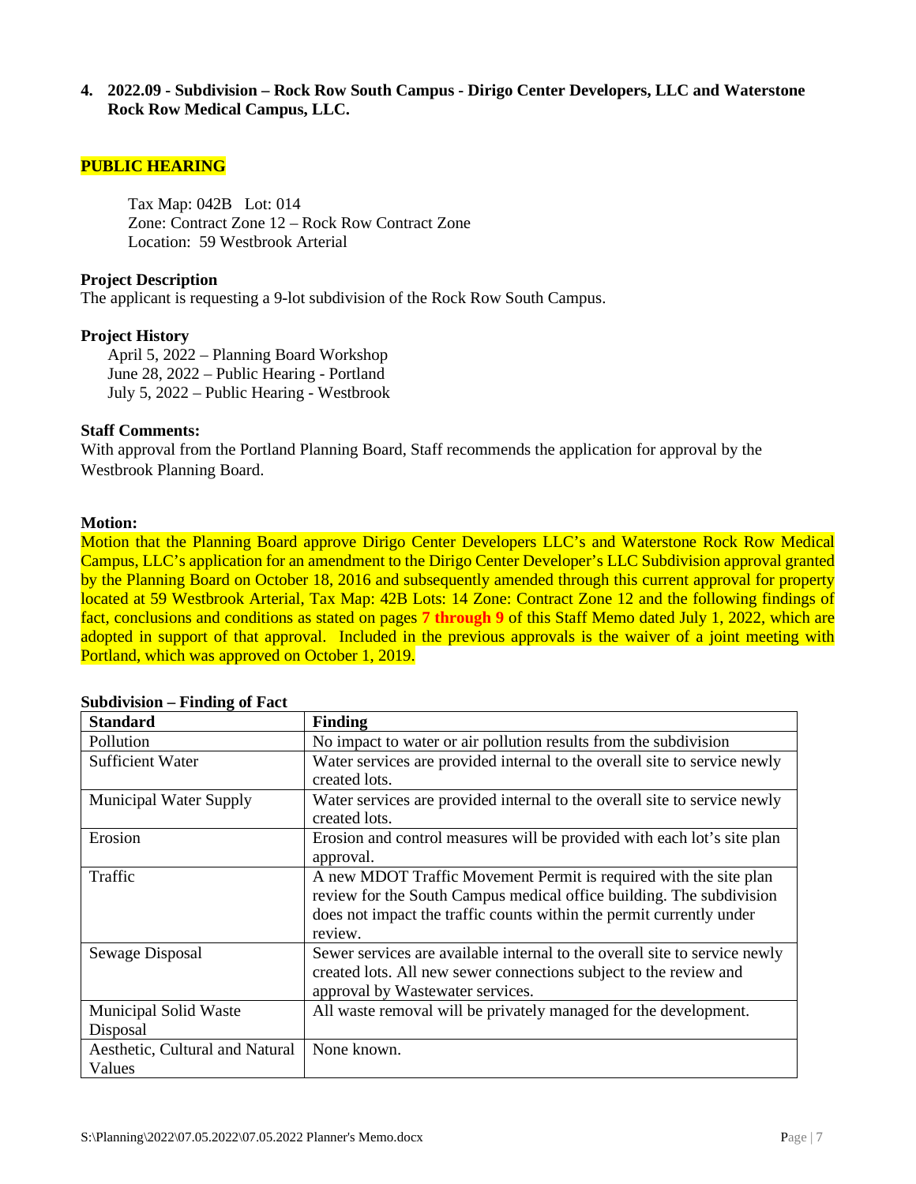**4. 2022.09 - Subdivision – Rock Row South Campus - Dirigo Center Developers, LLC and Waterstone Rock Row Medical Campus, LLC.**

**PUBLIC HEARING**

Tax Map: 042B Lot: 014
Zone: Contract Zone 12 – Rock Row Contract Zone
Location: 59 Westbrook Arterial

**Project Description**
The applicant is requesting a 9-lot subdivision of the Rock Row South Campus.

**Project History**
April 5, 2022 – Planning Board Workshop
June 28, 2022 – Public Hearing - Portland
July 5, 2022 – Public Hearing - Westbrook

**Staff Comments:**
With approval from the Portland Planning Board, Staff recommends the application for approval by the Westbrook Planning Board.

**Motion:**
Motion that the Planning Board approve Dirigo Center Developers LLC's and Waterstone Rock Row Medical Campus, LLC's application for an amendment to the Dirigo Center Developer's LLC Subdivision approval granted by the Planning Board on October 18, 2016 and subsequently amended through this current approval for property located at 59 Westbrook Arterial, Tax Map: 42B Lots: 14 Zone: Contract Zone 12 and the following findings of fact, conclusions and conditions as stated on pages **7 through 9** of this Staff Memo dated July 1, 2022, which are adopted in support of that approval. Included in the previous approvals is the waiver of a joint meeting with Portland, which was approved on October 1, 2019.

**Subdivision – Finding of Fact**

| Standard | Finding |
|---|---|
| Pollution | No impact to water or air pollution results from the subdivision |
| Sufficient Water | Water services are provided internal to the overall site to service newly created lots. |
| Municipal Water Supply | Water services are provided internal to the overall site to service newly created lots. |
| Erosion | Erosion and control measures will be provided with each lot's site plan approval. |
| Traffic | A new MDOT Traffic Movement Permit is required with the site plan review for the South Campus medical office building. The subdivision does not impact the traffic counts within the permit currently under review. |
| Sewage Disposal | Sewer services are available internal to the overall site to service newly created lots. All new sewer connections subject to the review and approval by Wastewater services. |
| Municipal Solid Waste Disposal | All waste removal will be privately managed for the development. |
| Aesthetic, Cultural and Natural Values | None known. |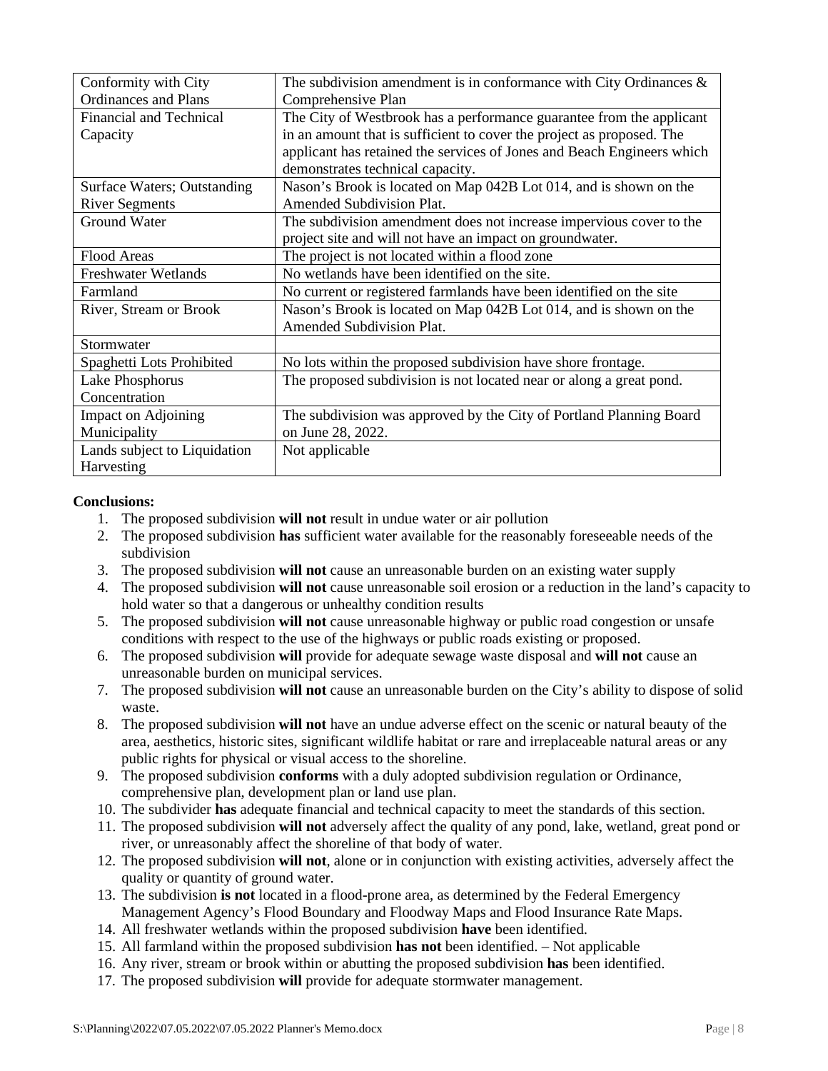| | |
|---|---|
| Conformity with City Ordinances and Plans | The subdivision amendment is in conformance with City Ordinances & Comprehensive Plan |
| Financial and Technical Capacity | The City of Westbrook has a performance guarantee from the applicant in an amount that is sufficient to cover the project as proposed. The applicant has retained the services of Jones and Beach Engineers which demonstrates technical capacity. |
| Surface Waters; Outstanding River Segments | Nason's Brook is located on Map 042B Lot 014, and is shown on the Amended Subdivision Plat. |
| Ground Water | The subdivision amendment does not increase impervious cover to the project site and will not have an impact on groundwater. |
| Flood Areas | The project is not located within a flood zone |
| Freshwater Wetlands | No wetlands have been identified on the site. |
| Farmland | No current or registered farmlands have been identified on the site |
| River, Stream or Brook | Nason's Brook is located on Map 042B Lot 014, and is shown on the Amended Subdivision Plat. |
| Stormwater | |
| Spaghetti Lots Prohibited | No lots within the proposed subdivision have shore frontage. |
| Lake Phosphorus Concentration | The proposed subdivision is not located near or along a great pond. |
| Impact on Adjoining Municipality | The subdivision was approved by the City of Portland Planning Board on June 28, 2022. |
| Lands subject to Liquidation Harvesting | Not applicable |

**Conclusions:**

1. The proposed subdivision **will not** result in undue water or air pollution
2. The proposed subdivision **has** sufficient water available for the reasonably foreseeable needs of the subdivision
3. The proposed subdivision **will not** cause an unreasonable burden on an existing water supply
4. The proposed subdivision **will not** cause unreasonable soil erosion or a reduction in the land's capacity to hold water so that a dangerous or unhealthy condition results
5. The proposed subdivision **will not** cause unreasonable highway or public road congestion or unsafe conditions with respect to the use of the highways or public roads existing or proposed.
6. The proposed subdivision **will** provide for adequate sewage waste disposal and **will not** cause an unreasonable burden on municipal services.
7. The proposed subdivision **will not** cause an unreasonable burden on the City's ability to dispose of solid waste.
8. The proposed subdivision **will not** have an undue adverse effect on the scenic or natural beauty of the area, aesthetics, historic sites, significant wildlife habitat or rare and irreplaceable natural areas or any public rights for physical or visual access to the shoreline.
9. The proposed subdivision **conforms** with a duly adopted subdivision regulation or Ordinance, comprehensive plan, development plan or land use plan.
10. The subdivider **has** adequate financial and technical capacity to meet the standards of this section.
11. The proposed subdivision **will not** adversely affect the quality of any pond, lake, wetland, great pond or river, or unreasonably affect the shoreline of that body of water.
12. The proposed subdivision **will not**, alone or in conjunction with existing activities, adversely affect the quality or quantity of ground water.
13. The subdivision **is not** located in a flood-prone area, as determined by the Federal Emergency Management Agency's Flood Boundary and Floodway Maps and Flood Insurance Rate Maps.
14. All freshwater wetlands within the proposed subdivision **have** been identified.
15. All farmland within the proposed subdivision **has not** been identified. – Not applicable
16. Any river, stream or brook within or abutting the proposed subdivision **has** been identified.
17. The proposed subdivision **will** provide for adequate stormwater management.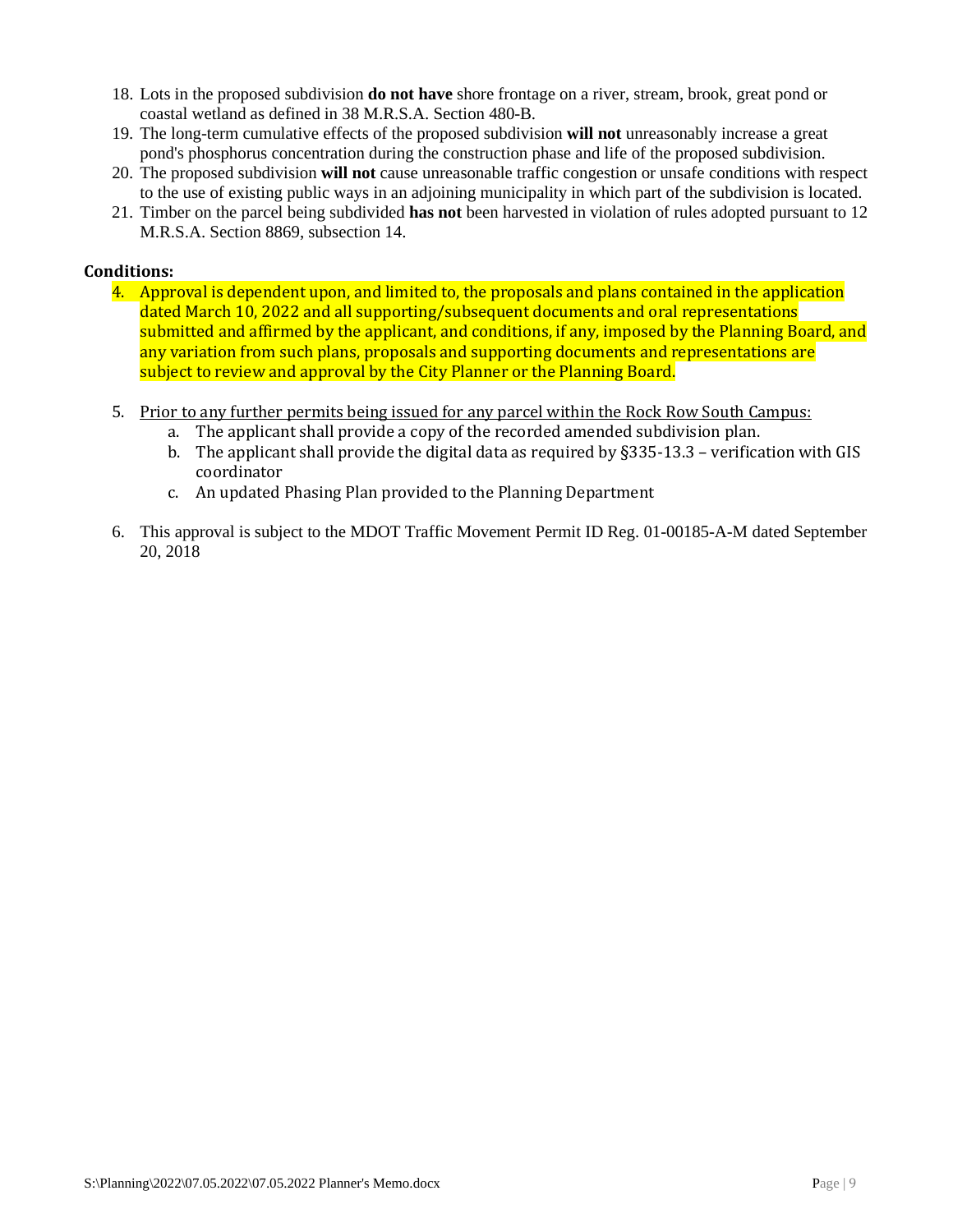18. Lots in the proposed subdivision **do not have** shore frontage on a river, stream, brook, great pond or coastal wetland as defined in 38 M.R.S.A. Section 480-B.
19. The long-term cumulative effects of the proposed subdivision **will not** unreasonably increase a great pond's phosphorus concentration during the construction phase and life of the proposed subdivision.
20. The proposed subdivision **will not** cause unreasonable traffic congestion or unsafe conditions with respect to the use of existing public ways in an adjoining municipality in which part of the subdivision is located.
21. Timber on the parcel being subdivided **has not** been harvested in violation of rules adopted pursuant to 12 M.R.S.A. Section 8869, subsection 14.

**Conditions:**

4. Approval is dependent upon, and limited to, the proposals and plans contained in the application dated March 10, 2022 and all supporting/subsequent documents and oral representations submitted and affirmed by the applicant, and conditions, if any, imposed by the Planning Board, and any variation from such plans, proposals and supporting documents and representations are subject to review and approval by the City Planner or the Planning Board.

5. Prior to any further permits being issued for any parcel within the Rock Row South Campus:
   a. The applicant shall provide a copy of the recorded amended subdivision plan.
   b. The applicant shall provide the digital data as required by §335-13.3 – verification with GIS coordinator
   c. An updated Phasing Plan provided to the Planning Department

6. This approval is subject to the MDOT Traffic Movement Permit ID Reg. 01-00185-A-M dated September 20, 2018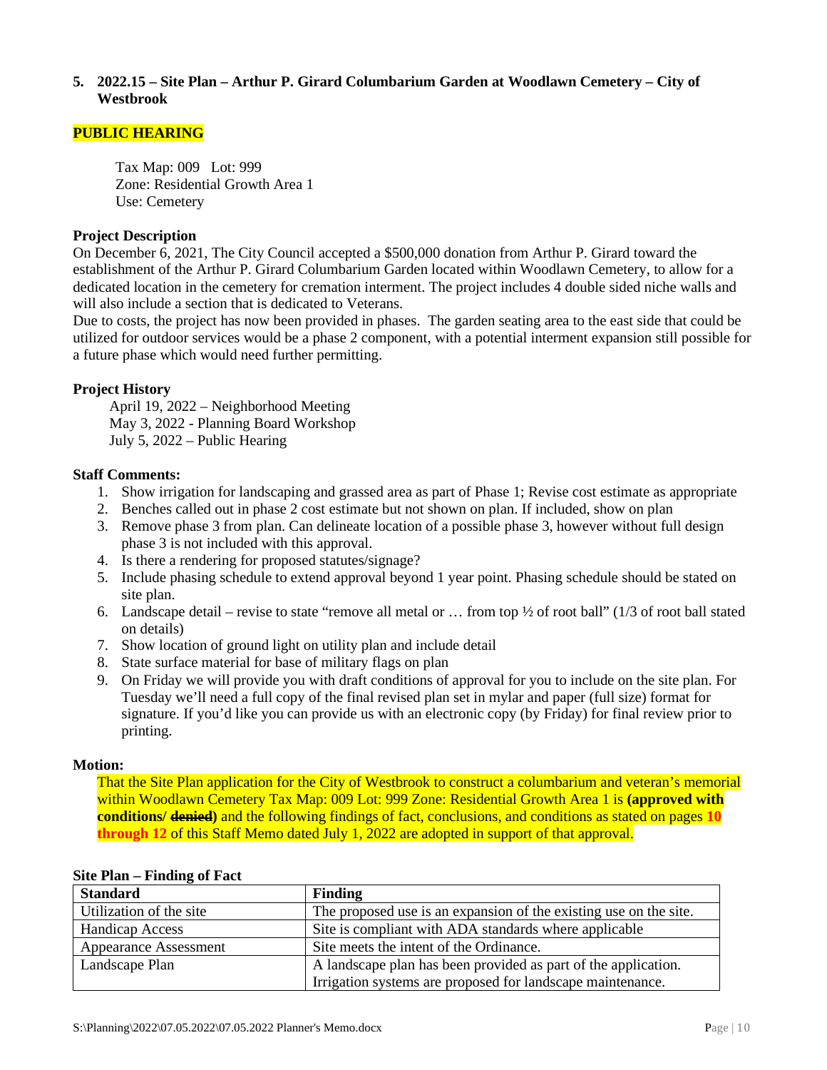**5. 2022.15 – Site Plan – Arthur P. Girard Columbarium Garden at Woodlawn Cemetery – City of Westbrook**

**PUBLIC HEARING**

Tax Map: 009 Lot: 999
Zone: Residential Growth Area 1
Use: Cemetery

**Project Description**

On December 6, 2021, The City Council accepted a $500,000 donation from Arthur P. Girard toward the establishment of the Arthur P. Girard Columbarium Garden located within Woodlawn Cemetery, to allow for a dedicated location in the cemetery for cremation interment. The project includes 4 double sided niche walls and will also include a section that is dedicated to Veterans.
Due to costs, the project has now been provided in phases. The garden seating area to the east side that could be utilized for outdoor services would be a phase 2 component, with a potential interment expansion still possible for a future phase which would need further permitting.

**Project History**

April 19, 2022 – Neighborhood Meeting
May 3, 2022 - Planning Board Workshop
July 5, 2022 – Public Hearing

**Staff Comments:**

1. Show irrigation for landscaping and grassed area as part of Phase 1; Revise cost estimate as appropriate
2. Benches called out in phase 2 cost estimate but not shown on plan. If included, show on plan
3. Remove phase 3 from plan. Can delineate location of a possible phase 3, however without full design phase 3 is not included with this approval.
4. Is there a rendering for proposed statutes/signage?
5. Include phasing schedule to extend approval beyond 1 year point. Phasing schedule should be stated on site plan.
6. Landscape detail – revise to state "remove all metal or … from top ½ of root ball" (1/3 of root ball stated on details)
7. Show location of ground light on utility plan and include detail
8. State surface material for base of military flags on plan
9. On Friday we will provide you with draft conditions of approval for you to include on the site plan. For Tuesday we'll need a full copy of the final revised plan set in mylar and paper (full size) format for signature. If you'd like you can provide us with an electronic copy (by Friday) for final review prior to printing.

**Motion:**

That the Site Plan application for the City of Westbrook to construct a columbarium and veteran's memorial within Woodlawn Cemetery Tax Map: 009 Lot: 999 Zone: Residential Growth Area 1 is **(approved with conditions/ ~~denied~~)** and the following findings of fact, conclusions, and conditions as stated on pages **10 through 12** of this Staff Memo dated July 1, 2022 are adopted in support of that approval.

**Site Plan – Finding of Fact**

| Standard | Finding |
|---|---|
| Utilization of the site | The proposed use is an expansion of the existing use on the site. |
| Handicap Access | Site is compliant with ADA standards where applicable |
| Appearance Assessment | Site meets the intent of the Ordinance. |
| Landscape Plan | A landscape plan has been provided as part of the application. Irrigation systems are proposed for landscape maintenance. |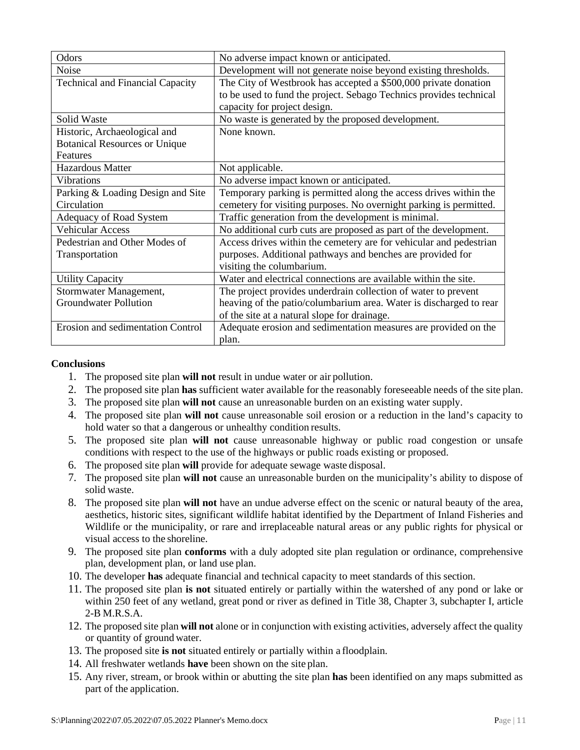| | |
|---|---|
| Odors | No adverse impact known or anticipated. |
| Noise | Development will not generate noise beyond existing thresholds. |
| Technical and Financial Capacity | The City of Westbrook has accepted a $500,000 private donation to be used to fund the project. Sebago Technics provides technical capacity for project design. |
| Solid Waste | No waste is generated by the proposed development. |
| Historic, Archaeological and Botanical Resources or Unique Features | None known. |
| Hazardous Matter | Not applicable. |
| Vibrations | No adverse impact known or anticipated. |
| Parking & Loading Design and Site Circulation | Temporary parking is permitted along the access drives within the cemetery for visiting purposes. No overnight parking is permitted. |
| Adequacy of Road System | Traffic generation from the development is minimal. |
| Vehicular Access | No additional curb cuts are proposed as part of the development. |
| Pedestrian and Other Modes of Transportation | Access drives within the cemetery are for vehicular and pedestrian purposes. Additional pathways and benches are provided for visiting the columbarium. |
| Utility Capacity | Water and electrical connections are available within the site. |
| Stormwater Management, Groundwater Pollution | The project provides underdrain collection of water to prevent heaving of the patio/columbarium area. Water is discharged to rear of the site at a natural slope for drainage. |
| Erosion and sedimentation Control | Adequate erosion and sedimentation measures are provided on the plan. |

**Conclusions**

1. The proposed site plan **will not** result in undue water or air pollution.
2. The proposed site plan **has** sufficient water available for the reasonably foreseeable needs of the site plan.
3. The proposed site plan **will not** cause an unreasonable burden on an existing water supply.
4. The proposed site plan **will not** cause unreasonable soil erosion or a reduction in the land's capacity to hold water so that a dangerous or unhealthy condition results.
5. The proposed site plan **will not** cause unreasonable highway or public road congestion or unsafe conditions with respect to the use of the highways or public roads existing or proposed.
6. The proposed site plan **will** provide for adequate sewage waste disposal.
7. The proposed site plan **will not** cause an unreasonable burden on the municipality's ability to dispose of solid waste.
8. The proposed site plan **will not** have an undue adverse effect on the scenic or natural beauty of the area, aesthetics, historic sites, significant wildlife habitat identified by the Department of Inland Fisheries and Wildlife or the municipality, or rare and irreplaceable natural areas or any public rights for physical or visual access to the shoreline.
9. The proposed site plan **conforms** with a duly adopted site plan regulation or ordinance, comprehensive plan, development plan, or land use plan.
10. The developer **has** adequate financial and technical capacity to meet standards of this section.
11. The proposed site plan **is not** situated entirely or partially within the watershed of any pond or lake or within 250 feet of any wetland, great pond or river as defined in Title 38, Chapter 3, subchapter I, article 2-B M.R.S.A.
12. The proposed site plan **will not** alone or in conjunction with existing activities, adversely affect the quality or quantity of ground water.
13. The proposed site **is not** situated entirely or partially within a floodplain.
14. All freshwater wetlands **have** been shown on the site plan.
15. Any river, stream, or brook within or abutting the site plan **has** been identified on any maps submitted as part of the application.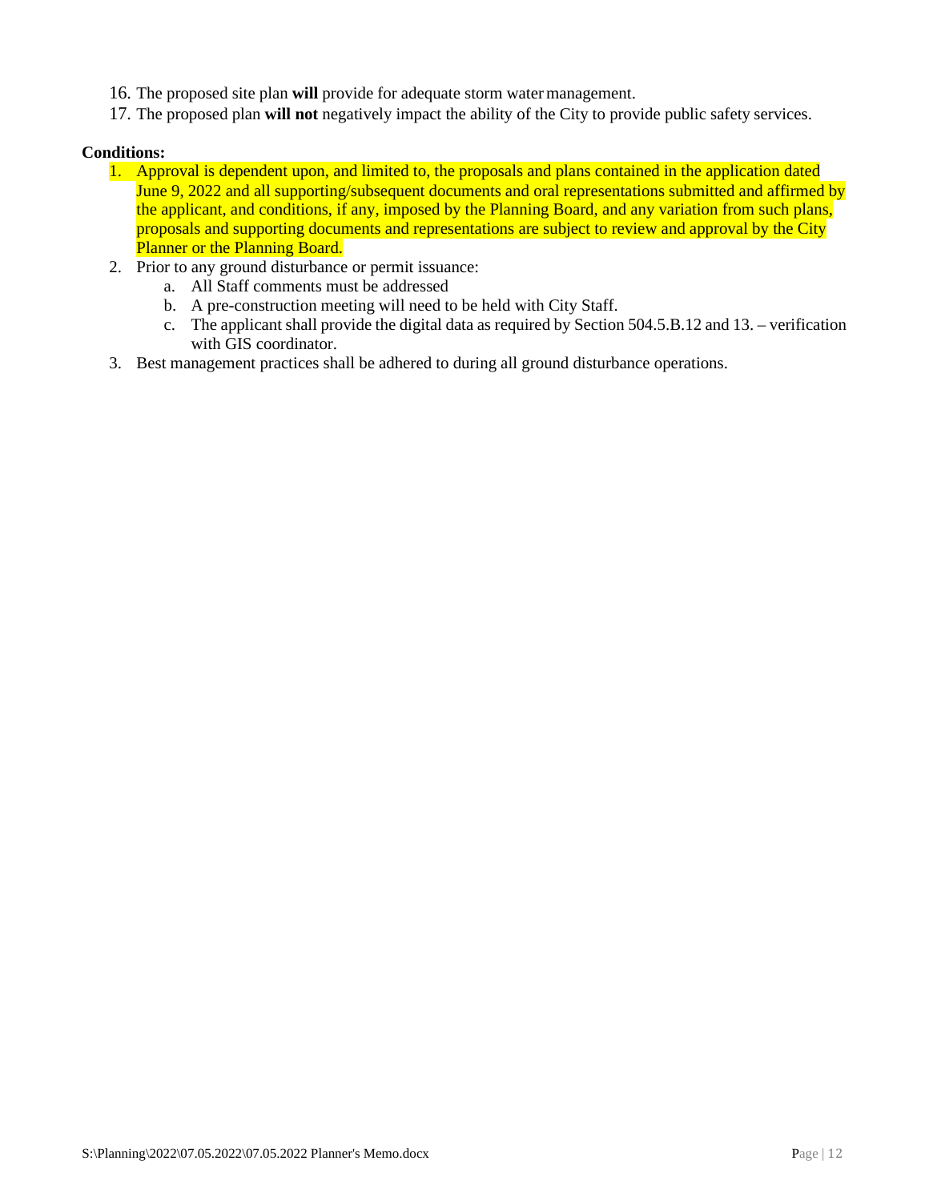16. The proposed site plan **will** provide for adequate storm water management.
17. The proposed plan **will not** negatively impact the ability of the City to provide public safety services.

**Conditions:**

1. Approval is dependent upon, and limited to, the proposals and plans contained in the application dated June 9, 2022 and all supporting/subsequent documents and oral representations submitted and affirmed by the applicant, and conditions, if any, imposed by the Planning Board, and any variation from such plans, proposals and supporting documents and representations are subject to review and approval by the City Planner or the Planning Board.
2. Prior to any ground disturbance or permit issuance:
   a. All Staff comments must be addressed
   b. A pre-construction meeting will need to be held with City Staff.
   c. The applicant shall provide the digital data as required by Section 504.5.B.12 and 13. – verification with GIS coordinator.
3. Best management practices shall be adhered to during all ground disturbance operations.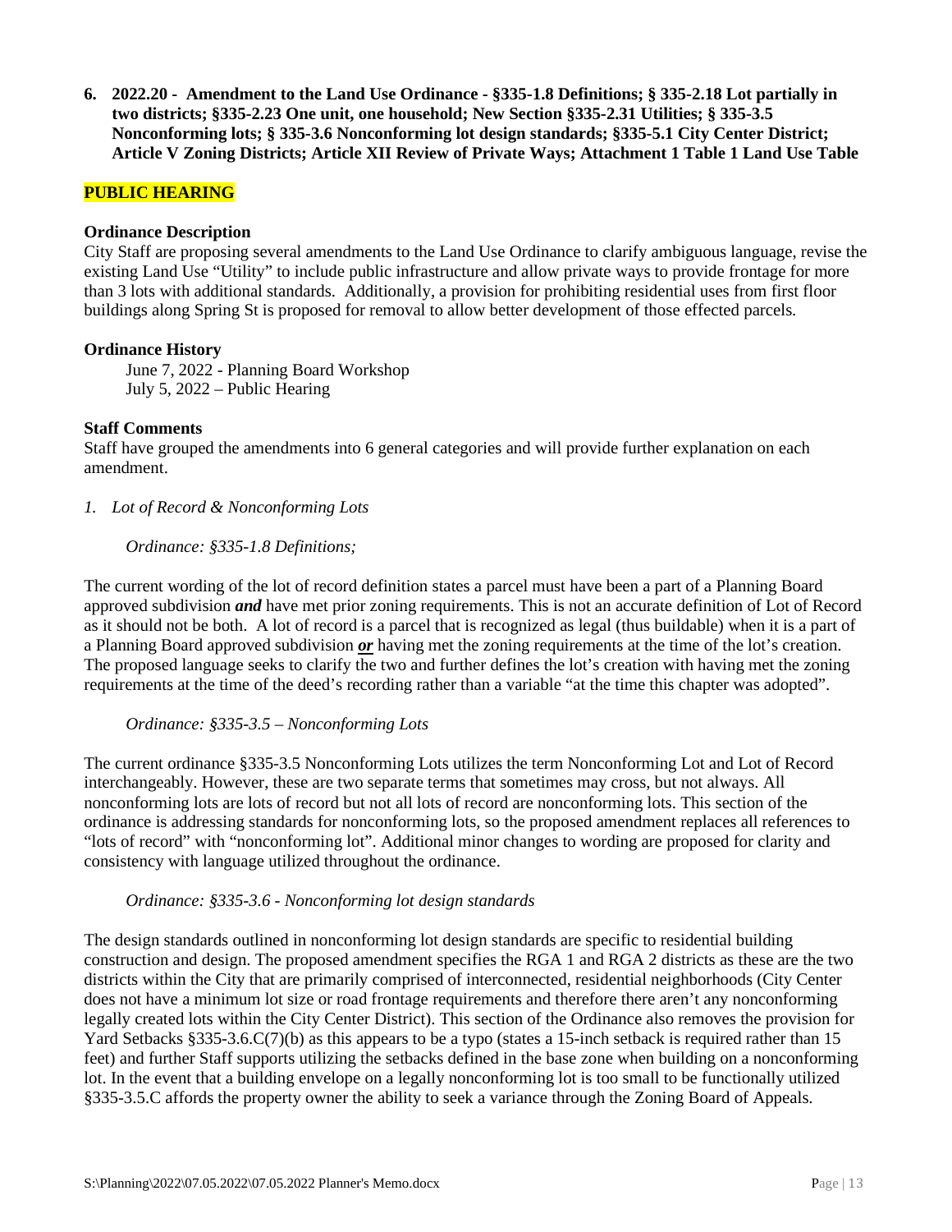**6. 2022.20 - Amendment to the Land Use Ordinance - §335-1.8 Definitions; § 335-2.18 Lot partially in two districts; §335-2.23 One unit, one household; New Section §335-2.31 Utilities; § 335-3.5 Nonconforming lots; § 335-3.6 Nonconforming lot design standards; §335-5.1 City Center District; Article V Zoning Districts; Article XII Review of Private Ways; Attachment 1 Table 1 Land Use Table**

**PUBLIC HEARING**

**Ordinance Description**

City Staff are proposing several amendments to the Land Use Ordinance to clarify ambiguous language, revise the existing Land Use "Utility" to include public infrastructure and allow private ways to provide frontage for more than 3 lots with additional standards. Additionally, a provision for prohibiting residential uses from first floor buildings along Spring St is proposed for removal to allow better development of those effected parcels.

**Ordinance History**

June 7, 2022 - Planning Board Workshop
July 5, 2022 – Public Hearing

**Staff Comments**

Staff have grouped the amendments into 6 general categories and will provide further explanation on each amendment.

*1. Lot of Record & Nonconforming Lots*

*Ordinance: §335-1.8 Definitions;*

The current wording of the lot of record definition states a parcel must have been a part of a Planning Board approved subdivision ***and*** have met prior zoning requirements. This is not an accurate definition of Lot of Record as it should not be both. A lot of record is a parcel that is recognized as legal (thus buildable) when it is a part of a Planning Board approved subdivision ***or*** having met the zoning requirements at the time of the lot's creation. The proposed language seeks to clarify the two and further defines the lot's creation with having met the zoning requirements at the time of the deed's recording rather than a variable "at the time this chapter was adopted".

*Ordinance: §335-3.5 – Nonconforming Lots*

The current ordinance §335-3.5 Nonconforming Lots utilizes the term Nonconforming Lot and Lot of Record interchangeably. However, these are two separate terms that sometimes may cross, but not always. All nonconforming lots are lots of record but not all lots of record are nonconforming lots. This section of the ordinance is addressing standards for nonconforming lots, so the proposed amendment replaces all references to "lots of record" with "nonconforming lot". Additional minor changes to wording are proposed for clarity and consistency with language utilized throughout the ordinance.

*Ordinance: §335-3.6 - Nonconforming lot design standards*

The design standards outlined in nonconforming lot design standards are specific to residential building construction and design. The proposed amendment specifies the RGA 1 and RGA 2 districts as these are the two districts within the City that are primarily comprised of interconnected, residential neighborhoods (City Center does not have a minimum lot size or road frontage requirements and therefore there aren't any nonconforming legally created lots within the City Center District). This section of the Ordinance also removes the provision for Yard Setbacks §335-3.6.C(7)(b) as this appears to be a typo (states a 15-inch setback is required rather than 15 feet) and further Staff supports utilizing the setbacks defined in the base zone when building on a nonconforming lot. In the event that a building envelope on a legally nonconforming lot is too small to be functionally utilized §335-3.5.C affords the property owner the ability to seek a variance through the Zoning Board of Appeals.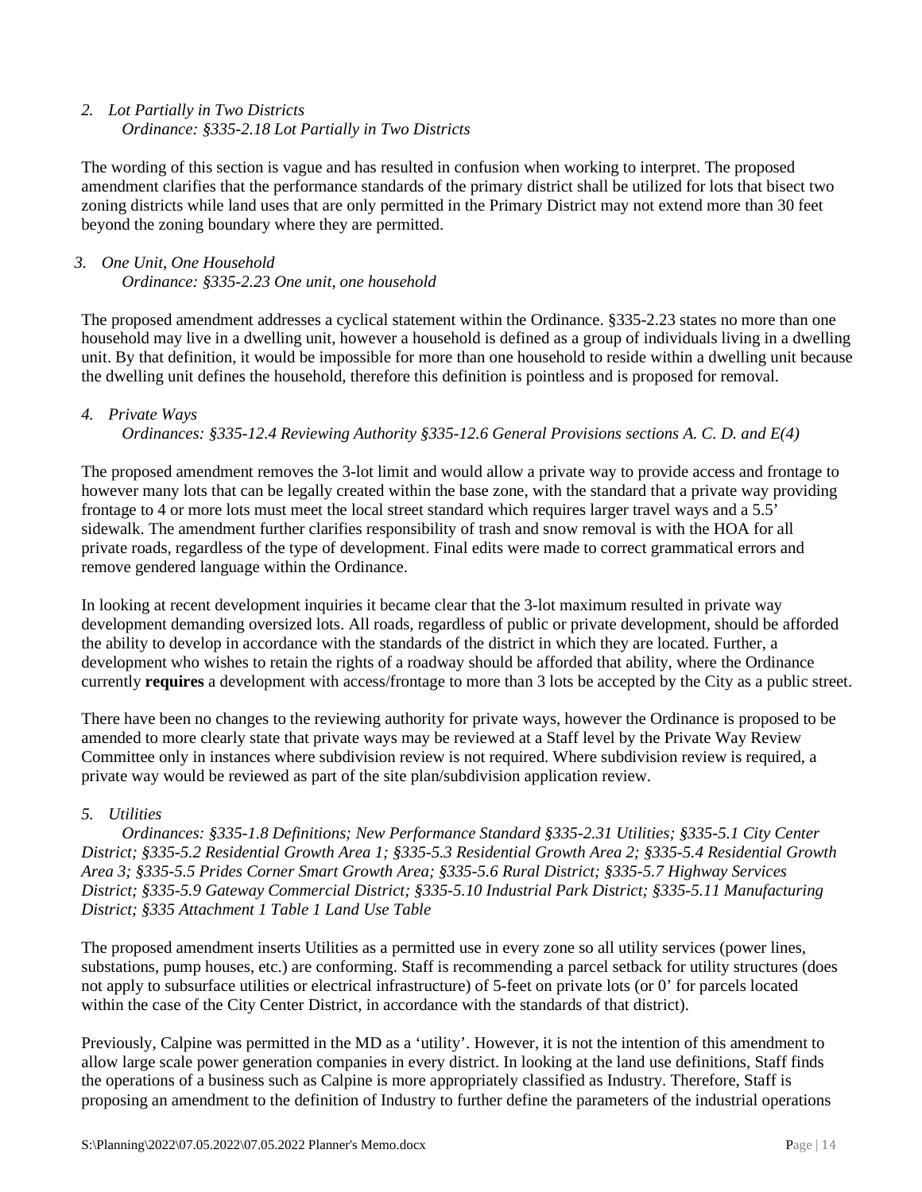2. *Lot Partially in Two Districts*
   *Ordinance: §335-2.18 Lot Partially in Two Districts*

The wording of this section is vague and has resulted in confusion when working to interpret. The proposed amendment clarifies that the performance standards of the primary district shall be utilized for lots that bisect two zoning districts while land uses that are only permitted in the Primary District may not extend more than 30 feet beyond the zoning boundary where they are permitted.

3. *One Unit, One Household*
   *Ordinance: §335-2.23 One unit, one household*

The proposed amendment addresses a cyclical statement within the Ordinance. §335-2.23 states no more than one household may live in a dwelling unit, however a household is defined as a group of individuals living in a dwelling unit. By that definition, it would be impossible for more than one household to reside within a dwelling unit because the dwelling unit defines the household, therefore this definition is pointless and is proposed for removal.

4. *Private Ways*
   *Ordinances: §335-12.4 Reviewing Authority §335-12.6 General Provisions sections A. C. D. and E(4)*

The proposed amendment removes the 3-lot limit and would allow a private way to provide access and frontage to however many lots that can be legally created within the base zone, with the standard that a private way providing frontage to 4 or more lots must meet the local street standard which requires larger travel ways and a 5.5' sidewalk. The amendment further clarifies responsibility of trash and snow removal is with the HOA for all private roads, regardless of the type of development. Final edits were made to correct grammatical errors and remove gendered language within the Ordinance.

In looking at recent development inquiries it became clear that the 3-lot maximum resulted in private way development demanding oversized lots. All roads, regardless of public or private development, should be afforded the ability to develop in accordance with the standards of the district in which they are located. Further, a development who wishes to retain the rights of a roadway should be afforded that ability, where the Ordinance currently **requires** a development with access/frontage to more than 3 lots be accepted by the City as a public street.

There have been no changes to the reviewing authority for private ways, however the Ordinance is proposed to be amended to more clearly state that private ways may be reviewed at a Staff level by the Private Way Review Committee only in instances where subdivision review is not required. Where subdivision review is required, a private way would be reviewed as part of the site plan/subdivision application review.

5. *Utilities*
   *Ordinances: §335-1.8 Definitions; New Performance Standard §335-2.31 Utilities; §335-5.1 City Center District; §335-5.2 Residential Growth Area 1; §335-5.3 Residential Growth Area 2; §335-5.4 Residential Growth Area 3; §335-5.5 Prides Corner Smart Growth Area; §335-5.6 Rural District; §335-5.7 Highway Services District; §335-5.9 Gateway Commercial District; §335-5.10 Industrial Park District; §335-5.11 Manufacturing District; §335 Attachment 1 Table 1 Land Use Table*

The proposed amendment inserts Utilities as a permitted use in every zone so all utility services (power lines, substations, pump houses, etc.) are conforming. Staff is recommending a parcel setback for utility structures (does not apply to subsurface utilities or electrical infrastructure) of 5-feet on private lots (or 0' for parcels located within the case of the City Center District, in accordance with the standards of that district).

Previously, Calpine was permitted in the MD as a 'utility'. However, it is not the intention of this amendment to allow large scale power generation companies in every district. In looking at the land use definitions, Staff finds the operations of a business such as Calpine is more appropriately classified as Industry. Therefore, Staff is proposing an amendment to the definition of Industry to further define the parameters of the industrial operations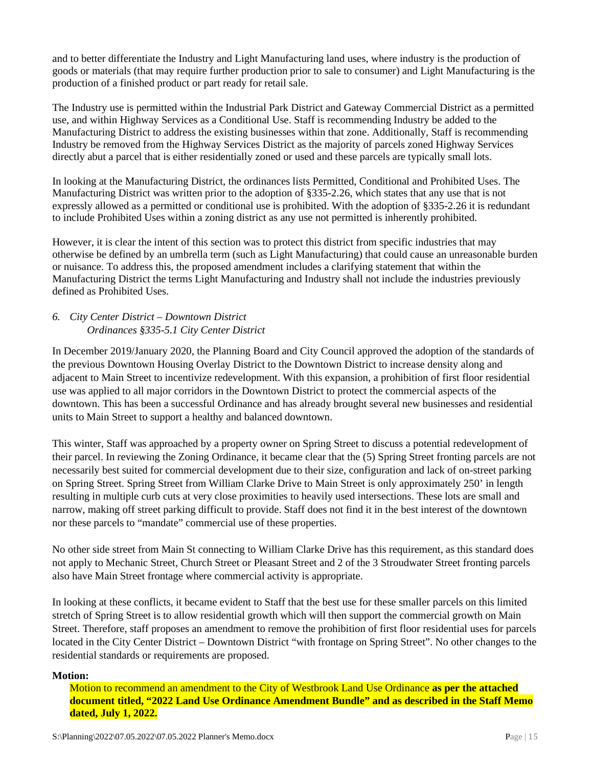and to better differentiate the Industry and Light Manufacturing land uses, where industry is the production of goods or materials (that may require further production prior to sale to consumer) and Light Manufacturing is the production of a finished product or part ready for retail sale.

The Industry use is permitted within the Industrial Park District and Gateway Commercial District as a permitted use, and within Highway Services as a Conditional Use. Staff is recommending Industry be added to the Manufacturing District to address the existing businesses within that zone. Additionally, Staff is recommending Industry be removed from the Highway Services District as the majority of parcels zoned Highway Services directly abut a parcel that is either residentially zoned or used and these parcels are typically small lots.

In looking at the Manufacturing District, the ordinances lists Permitted, Conditional and Prohibited Uses. The Manufacturing District was written prior to the adoption of §335-2.26, which states that any use that is not expressly allowed as a permitted or conditional use is prohibited. With the adoption of §335-2.26 it is redundant to include Prohibited Uses within a zoning district as any use not permitted is inherently prohibited.

However, it is clear the intent of this section was to protect this district from specific industries that may otherwise be defined by an umbrella term (such as Light Manufacturing) that could cause an unreasonable burden or nuisance. To address this, the proposed amendment includes a clarifying statement that within the Manufacturing District the terms Light Manufacturing and Industry shall not include the industries previously defined as Prohibited Uses.

*6. City Center District – Downtown District*
*Ordinances §335-5.1 City Center District*

In December 2019/January 2020, the Planning Board and City Council approved the adoption of the standards of the previous Downtown Housing Overlay District to the Downtown District to increase density along and adjacent to Main Street to incentivize redevelopment. With this expansion, a prohibition of first floor residential use was applied to all major corridors in the Downtown District to protect the commercial aspects of the downtown. This has been a successful Ordinance and has already brought several new businesses and residential units to Main Street to support a healthy and balanced downtown.

This winter, Staff was approached by a property owner on Spring Street to discuss a potential redevelopment of their parcel. In reviewing the Zoning Ordinance, it became clear that the (5) Spring Street fronting parcels are not necessarily best suited for commercial development due to their size, configuration and lack of on-street parking on Spring Street. Spring Street from William Clarke Drive to Main Street is only approximately 250' in length resulting in multiple curb cuts at very close proximities to heavily used intersections. These lots are small and narrow, making off street parking difficult to provide. Staff does not find it in the best interest of the downtown nor these parcels to "mandate" commercial use of these properties.

No other side street from Main St connecting to William Clarke Drive has this requirement, as this standard does not apply to Mechanic Street, Church Street or Pleasant Street and 2 of the 3 Stroudwater Street fronting parcels also have Main Street frontage where commercial activity is appropriate.

In looking at these conflicts, it became evident to Staff that the best use for these smaller parcels on this limited stretch of Spring Street is to allow residential growth which will then support the commercial growth on Main Street. Therefore, staff proposes an amendment to remove the prohibition of first floor residential uses for parcels located in the City Center District – Downtown District "with frontage on Spring Street". No other changes to the residential standards or requirements are proposed.

**Motion:**

Motion to recommend an amendment to the City of Westbrook Land Use Ordinance **as per the attached document titled, "2022 Land Use Ordinance Amendment Bundle" and as described in the Staff Memo dated, July 1, 2022.**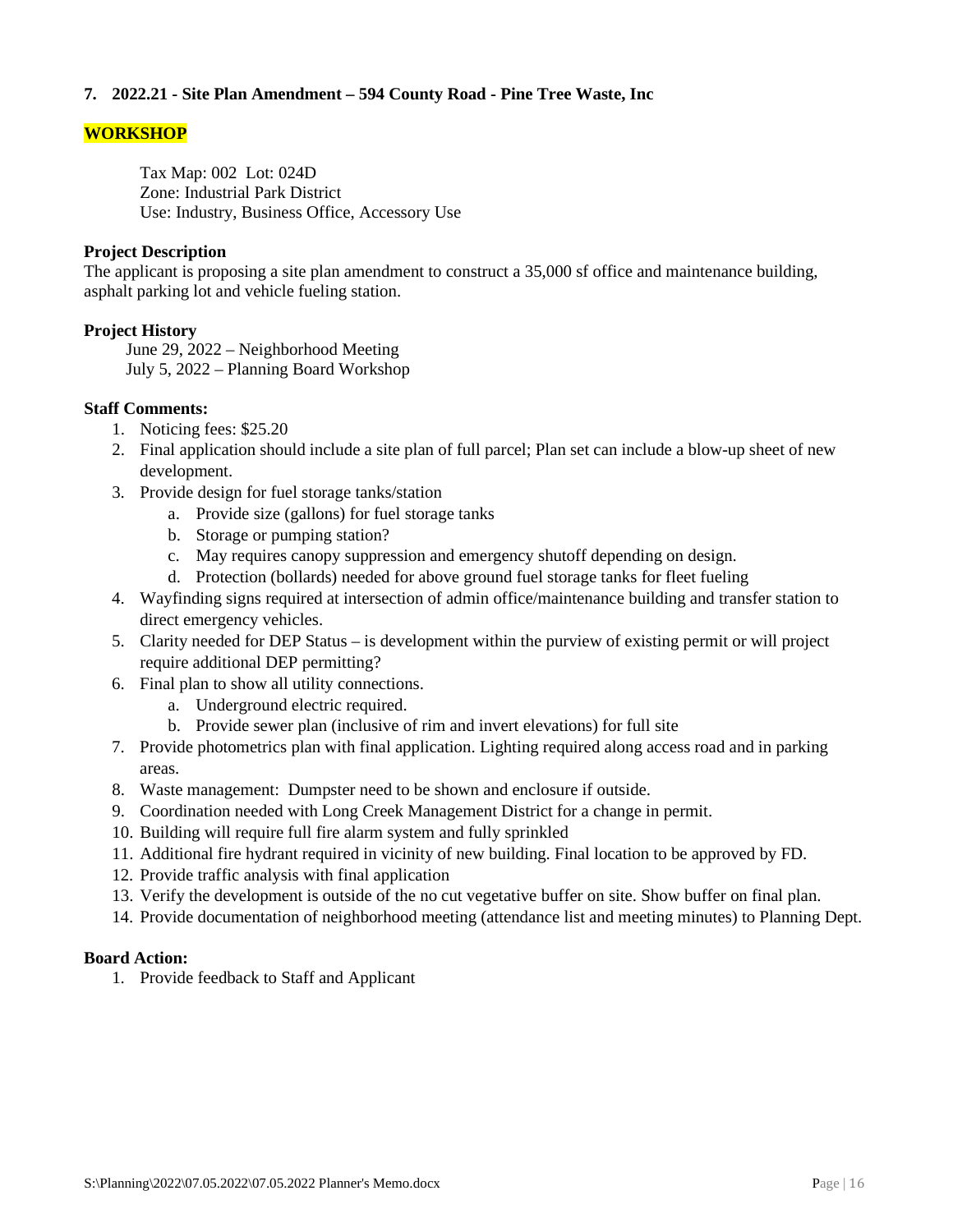## 7. 2022.21 - Site Plan Amendment – 594 County Road - Pine Tree Waste, Inc

**WORKSHOP**

Tax Map: 002 Lot: 024D
Zone: Industrial Park District
Use: Industry, Business Office, Accessory Use

**Project Description**

The applicant is proposing a site plan amendment to construct a 35,000 sf office and maintenance building, asphalt parking lot and vehicle fueling station.

**Project History**

June 29, 2022 – Neighborhood Meeting
July 5, 2022 – Planning Board Workshop

**Staff Comments:**

1. Noticing fees: $25.20
2. Final application should include a site plan of full parcel; Plan set can include a blow-up sheet of new development.
3. Provide design for fuel storage tanks/station
    a. Provide size (gallons) for fuel storage tanks
    b. Storage or pumping station?
    c. May requires canopy suppression and emergency shutoff depending on design.
    d. Protection (bollards) needed for above ground fuel storage tanks for fleet fueling
4. Wayfinding signs required at intersection of admin office/maintenance building and transfer station to direct emergency vehicles.
5. Clarity needed for DEP Status – is development within the purview of existing permit or will project require additional DEP permitting?
6. Final plan to show all utility connections.
    a. Underground electric required.
    b. Provide sewer plan (inclusive of rim and invert elevations) for full site
7. Provide photometrics plan with final application. Lighting required along access road and in parking areas.
8. Waste management: Dumpster need to be shown and enclosure if outside.
9. Coordination needed with Long Creek Management District for a change in permit.
10. Building will require full fire alarm system and fully sprinkled
11. Additional fire hydrant required in vicinity of new building. Final location to be approved by FD.
12. Provide traffic analysis with final application
13. Verify the development is outside of the no cut vegetative buffer on site. Show buffer on final plan.
14. Provide documentation of neighborhood meeting (attendance list and meeting minutes) to Planning Dept.

**Board Action:**

1. Provide feedback to Staff and Applicant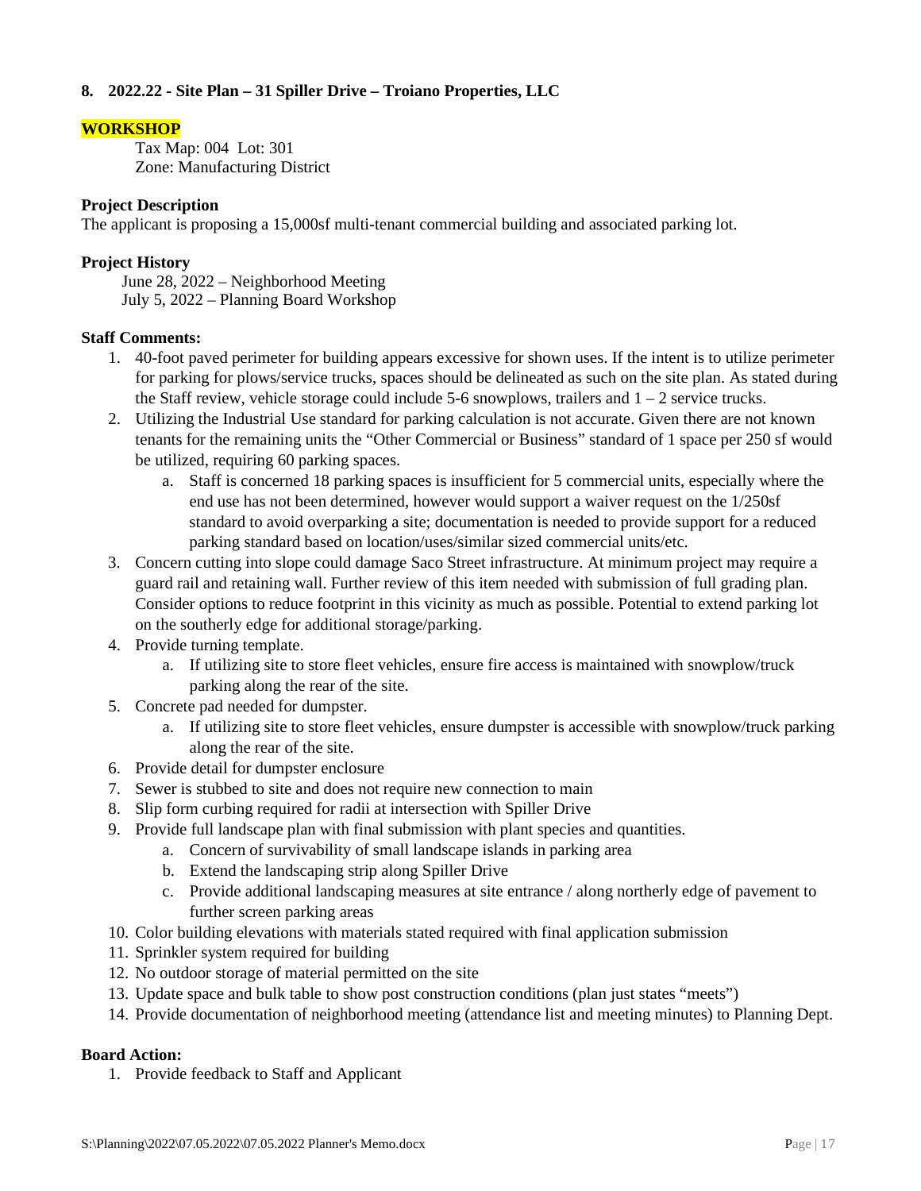### 8. 2022.22 - Site Plan – 31 Spiller Drive – Troiano Properties, LLC

**WORKSHOP**

Tax Map: 004 Lot: 301
Zone: Manufacturing District

**Project Description**
The applicant is proposing a 15,000sf multi-tenant commercial building and associated parking lot.

**Project History**
June 28, 2022 – Neighborhood Meeting
July 5, 2022 – Planning Board Workshop

**Staff Comments:**

1. 40-foot paved perimeter for building appears excessive for shown uses. If the intent is to utilize perimeter for parking for plows/service trucks, spaces should be delineated as such on the site plan. As stated during the Staff review, vehicle storage could include 5-6 snowplows, trailers and 1 – 2 service trucks.
2. Utilizing the Industrial Use standard for parking calculation is not accurate. Given there are not known tenants for the remaining units the "Other Commercial or Business" standard of 1 space per 250 sf would be utilized, requiring 60 parking spaces.
   a. Staff is concerned 18 parking spaces is insufficient for 5 commercial units, especially where the end use has not been determined, however would support a waiver request on the 1/250sf standard to avoid overparking a site; documentation is needed to provide support for a reduced parking standard based on location/uses/similar sized commercial units/etc.
3. Concern cutting into slope could damage Saco Street infrastructure. At minimum project may require a guard rail and retaining wall. Further review of this item needed with submission of full grading plan. Consider options to reduce footprint in this vicinity as much as possible. Potential to extend parking lot on the southerly edge for additional storage/parking.
4. Provide turning template.
   a. If utilizing site to store fleet vehicles, ensure fire access is maintained with snowplow/truck parking along the rear of the site.
5. Concrete pad needed for dumpster.
   a. If utilizing site to store fleet vehicles, ensure dumpster is accessible with snowplow/truck parking along the rear of the site.
6. Provide detail for dumpster enclosure
7. Sewer is stubbed to site and does not require new connection to main
8. Slip form curbing required for radii at intersection with Spiller Drive
9. Provide full landscape plan with final submission with plant species and quantities.
   a. Concern of survivability of small landscape islands in parking area
   b. Extend the landscaping strip along Spiller Drive
   c. Provide additional landscaping measures at site entrance / along northerly edge of pavement to further screen parking areas
10. Color building elevations with materials stated required with final application submission
11. Sprinkler system required for building
12. No outdoor storage of material permitted on the site
13. Update space and bulk table to show post construction conditions (plan just states "meets")
14. Provide documentation of neighborhood meeting (attendance list and meeting minutes) to Planning Dept.

**Board Action:**

1. Provide feedback to Staff and Applicant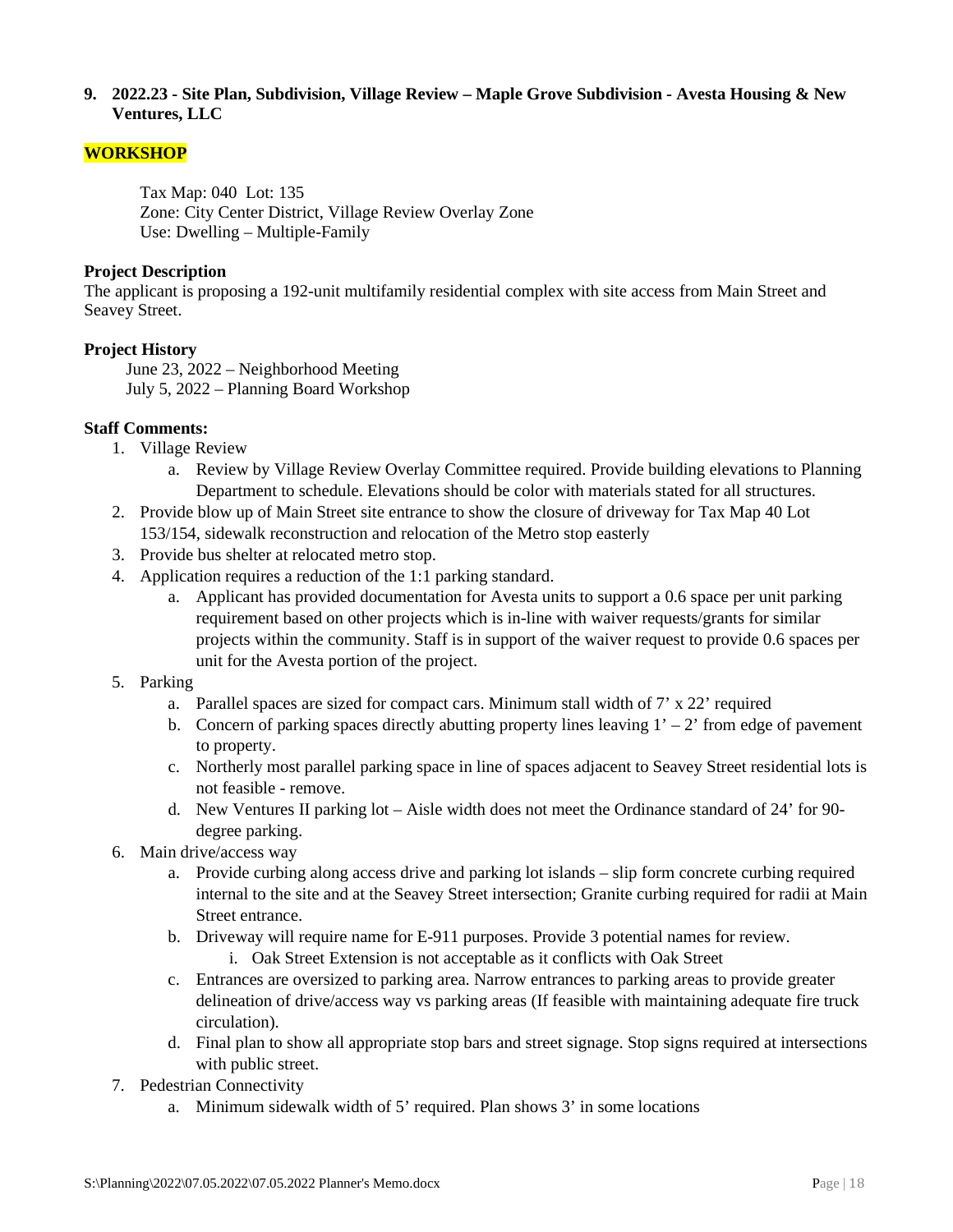**9. 2022.23 - Site Plan, Subdivision, Village Review – Maple Grove Subdivision - Avesta Housing & New Ventures, LLC**

**WORKSHOP**

Tax Map: 040 Lot: 135
Zone: City Center District, Village Review Overlay Zone
Use: Dwelling – Multiple-Family

**Project Description**

The applicant is proposing a 192-unit multifamily residential complex with site access from Main Street and Seavey Street.

**Project History**

June 23, 2022 – Neighborhood Meeting
July 5, 2022 – Planning Board Workshop

**Staff Comments:**

1. Village Review
    a. Review by Village Review Overlay Committee required. Provide building elevations to Planning Department to schedule. Elevations should be color with materials stated for all structures.
2. Provide blow up of Main Street site entrance to show the closure of driveway for Tax Map 40 Lot 153/154, sidewalk reconstruction and relocation of the Metro stop easterly
3. Provide bus shelter at relocated metro stop.
4. Application requires a reduction of the 1:1 parking standard.
    a. Applicant has provided documentation for Avesta units to support a 0.6 space per unit parking requirement based on other projects which is in-line with waiver requests/grants for similar projects within the community. Staff is in support of the waiver request to provide 0.6 spaces per unit for the Avesta portion of the project.
5. Parking
    a. Parallel spaces are sized for compact cars. Minimum stall width of 7' x 22' required
    b. Concern of parking spaces directly abutting property lines leaving 1' – 2' from edge of pavement to property.
    c. Northerly most parallel parking space in line of spaces adjacent to Seavey Street residential lots is not feasible - remove.
    d. New Ventures II parking lot – Aisle width does not meet the Ordinance standard of 24' for 90-degree parking.
6. Main drive/access way
    a. Provide curbing along access drive and parking lot islands – slip form concrete curbing required internal to the site and at the Seavey Street intersection; Granite curbing required for radii at Main Street entrance.
    b. Driveway will require name for E-911 purposes. Provide 3 potential names for review.
        i. Oak Street Extension is not acceptable as it conflicts with Oak Street
    c. Entrances are oversized to parking area. Narrow entrances to parking areas to provide greater delineation of drive/access way vs parking areas (If feasible with maintaining adequate fire truck circulation).
    d. Final plan to show all appropriate stop bars and street signage. Stop signs required at intersections with public street.
7. Pedestrian Connectivity
    a. Minimum sidewalk width of 5' required. Plan shows 3' in some locations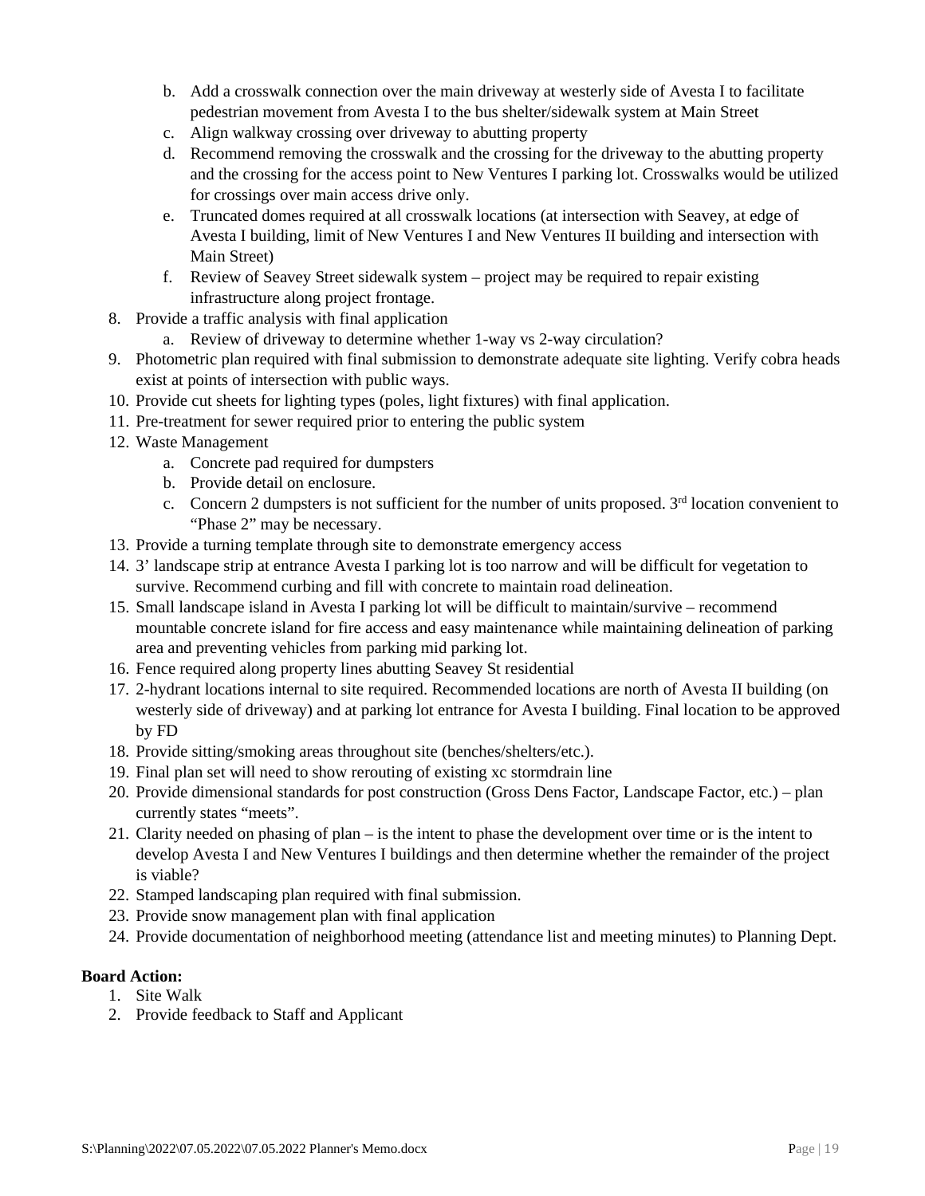b. Add a crosswalk connection over the main driveway at westerly side of Avesta I to facilitate pedestrian movement from Avesta I to the bus shelter/sidewalk system at Main Street
   c. Align walkway crossing over driveway to abutting property
   d. Recommend removing the crosswalk and the crossing for the driveway to the abutting property and the crossing for the access point to New Ventures I parking lot. Crosswalks would be utilized for crossings over main access drive only.
   e. Truncated domes required at all crosswalk locations (at intersection with Seavey, at edge of Avesta I building, limit of New Ventures I and New Ventures II building and intersection with Main Street)
   f. Review of Seavey Street sidewalk system – project may be required to repair existing infrastructure along project frontage.
8. Provide a traffic analysis with final application
   a. Review of driveway to determine whether 1-way vs 2-way circulation?
9. Photometric plan required with final submission to demonstrate adequate site lighting. Verify cobra heads exist at points of intersection with public ways.
10. Provide cut sheets for lighting types (poles, light fixtures) with final application.
11. Pre-treatment for sewer required prior to entering the public system
12. Waste Management
    a. Concrete pad required for dumpsters
    b. Provide detail on enclosure.
    c. Concern 2 dumpsters is not sufficient for the number of units proposed. 3rd location convenient to "Phase 2" may be necessary.
13. Provide a turning template through site to demonstrate emergency access
14. 3' landscape strip at entrance Avesta I parking lot is too narrow and will be difficult for vegetation to survive. Recommend curbing and fill with concrete to maintain road delineation.
15. Small landscape island in Avesta I parking lot will be difficult to maintain/survive – recommend mountable concrete island for fire access and easy maintenance while maintaining delineation of parking area and preventing vehicles from parking mid parking lot.
16. Fence required along property lines abutting Seavey St residential
17. 2-hydrant locations internal to site required. Recommended locations are north of Avesta II building (on westerly side of driveway) and at parking lot entrance for Avesta I building. Final location to be approved by FD
18. Provide sitting/smoking areas throughout site (benches/shelters/etc.).
19. Final plan set will need to show rerouting of existing xc stormdrain line
20. Provide dimensional standards for post construction (Gross Dens Factor, Landscape Factor, etc.) – plan currently states "meets".
21. Clarity needed on phasing of plan – is the intent to phase the development over time or is the intent to develop Avesta I and New Ventures I buildings and then determine whether the remainder of the project is viable?
22. Stamped landscaping plan required with final submission.
23. Provide snow management plan with final application
24. Provide documentation of neighborhood meeting (attendance list and meeting minutes) to Planning Dept.

**Board Action:**

1. Site Walk
2. Provide feedback to Staff and Applicant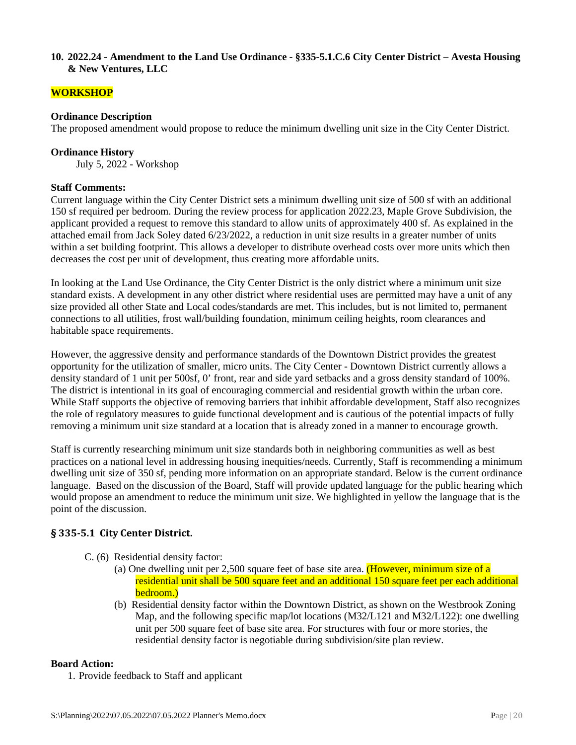### 10. 2022.24 - Amendment to the Land Use Ordinance - §335-5.1.C.6 City Center District – Avesta Housing & New Ventures, LLC

**WORKSHOP**

**Ordinance Description**
The proposed amendment would propose to reduce the minimum dwelling unit size in the City Center District.

**Ordinance History**
July 5, 2022 - Workshop

**Staff Comments:**
Current language within the City Center District sets a minimum dwelling unit size of 500 sf with an additional 150 sf required per bedroom. During the review process for application 2022.23, Maple Grove Subdivision, the applicant provided a request to remove this standard to allow units of approximately 400 sf. As explained in the attached email from Jack Soley dated 6/23/2022, a reduction in unit size results in a greater number of units within a set building footprint. This allows a developer to distribute overhead costs over more units which then decreases the cost per unit of development, thus creating more affordable units.

In looking at the Land Use Ordinance, the City Center District is the only district where a minimum unit size standard exists. A development in any other district where residential uses are permitted may have a unit of any size provided all other State and Local codes/standards are met. This includes, but is not limited to, permanent connections to all utilities, frost wall/building foundation, minimum ceiling heights, room clearances and habitable space requirements.

However, the aggressive density and performance standards of the Downtown District provides the greatest opportunity for the utilization of smaller, micro units. The City Center - Downtown District currently allows a density standard of 1 unit per 500sf, 0' front, rear and side yard setbacks and a gross density standard of 100%. The district is intentional in its goal of encouraging commercial and residential growth within the urban core. While Staff supports the objective of removing barriers that inhibit affordable development, Staff also recognizes the role of regulatory measures to guide functional development and is cautious of the potential impacts of fully removing a minimum unit size standard at a location that is already zoned in a manner to encourage growth.

Staff is currently researching minimum unit size standards both in neighboring communities as well as best practices on a national level in addressing housing inequities/needs. Currently, Staff is recommending a minimum dwelling unit size of 350 sf, pending more information on an appropriate standard. Below is the current ordinance language. Based on the discussion of the Board, Staff will provide updated language for the public hearing which would propose an amendment to reduce the minimum unit size. We highlighted in yellow the language that is the point of the discussion.

### § 335-5.1 City Center District.

C. (6) Residential density factor:

(a) One dwelling unit per 2,500 square feet of base site area. (However, minimum size of a residential unit shall be 500 square feet and an additional 150 square feet per each additional bedroom.)

(b) Residential density factor within the Downtown District, as shown on the Westbrook Zoning Map, and the following specific map/lot locations (M32/L121 and M32/L122): one dwelling unit per 500 square feet of base site area. For structures with four or more stories, the residential density factor is negotiable during subdivision/site plan review.

**Board Action:**

1. Provide feedback to Staff and applicant